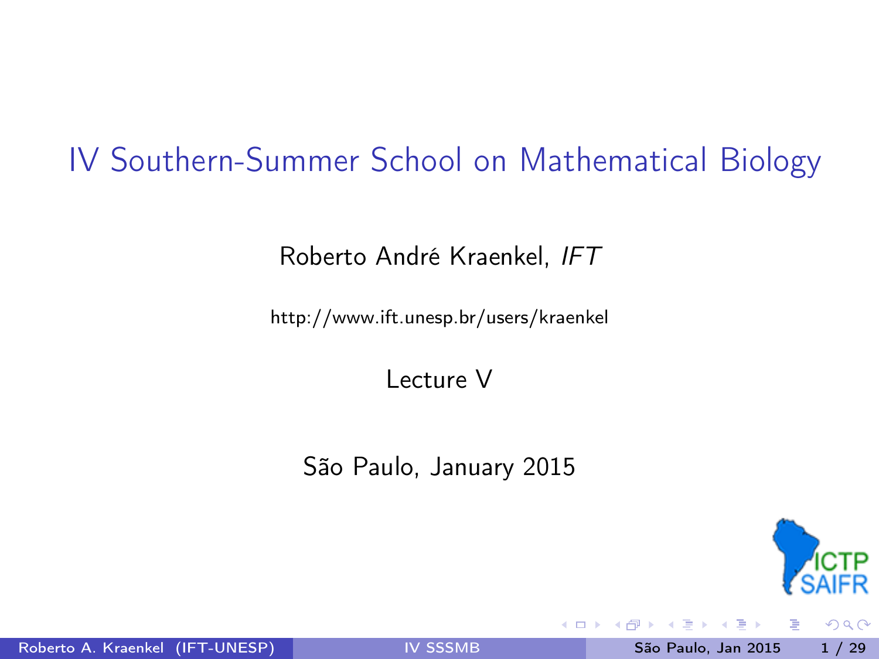# IV Southern-Summer School on Mathematical Biology

Roberto André Kraenkel, *IFT*

http://www.ift.unesp.br/users/kraenkel

Lecture V

São Paulo, January 2015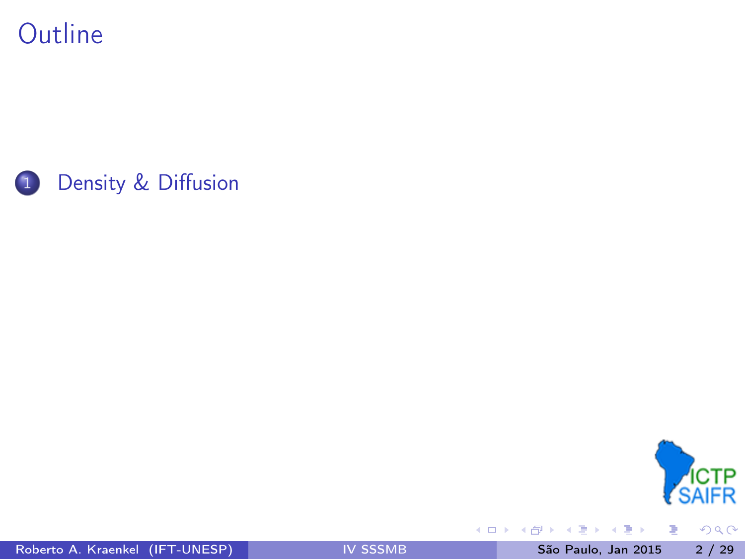# Outline

1. Density & Diffusion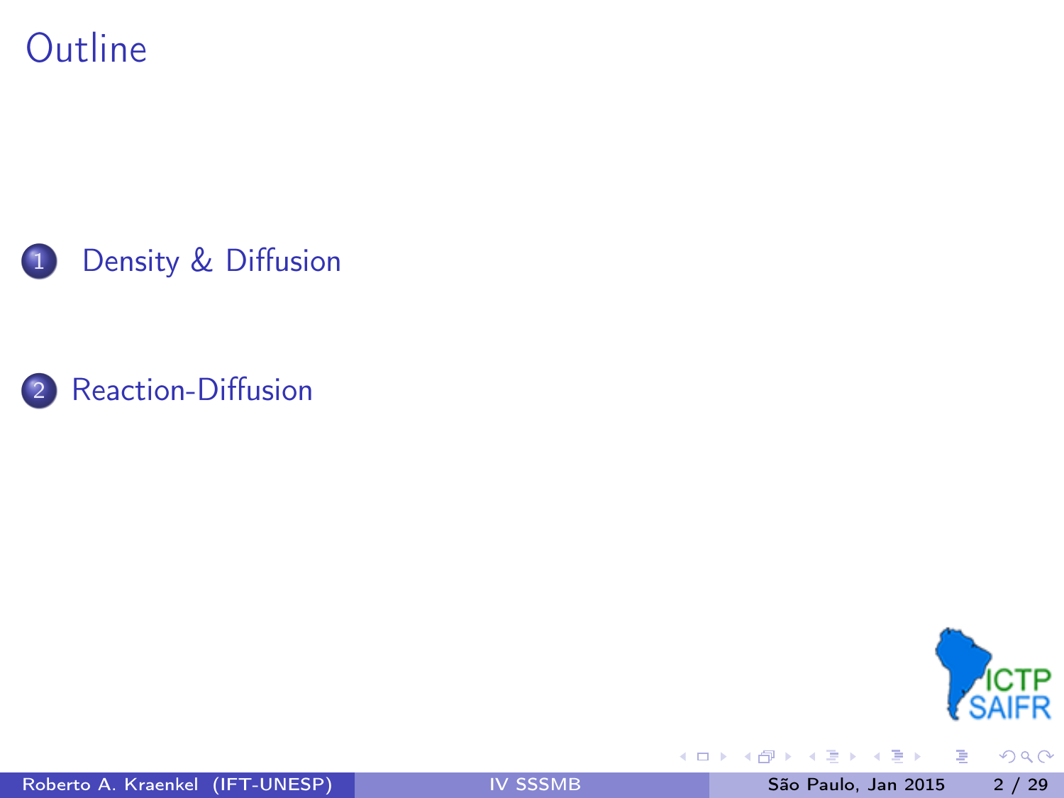# Outline

1. Density & Diffusion

2. Reaction-Diffusion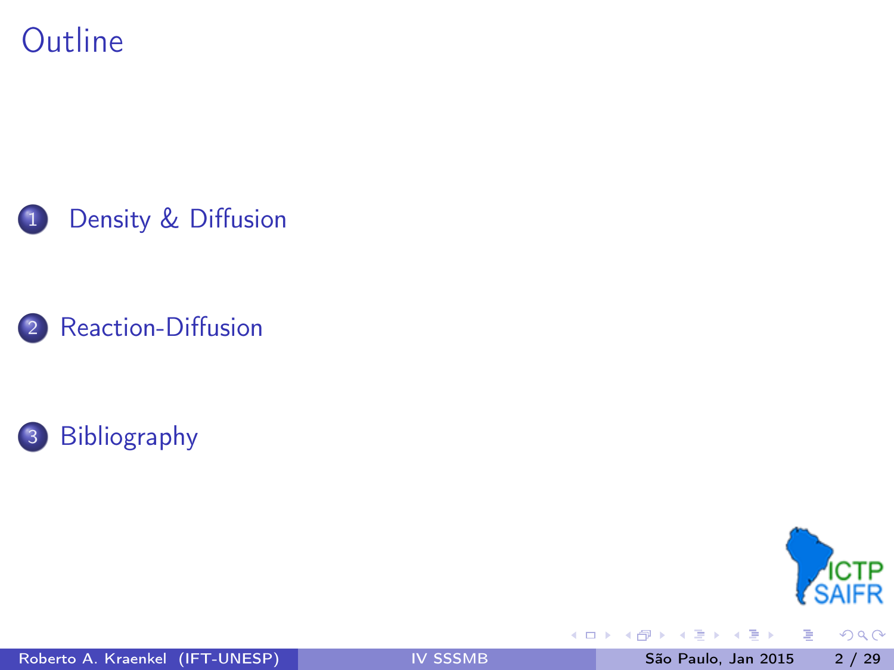# Outline

1. Density & Diffusion
2. Reaction-Diffusion
3. Bibliography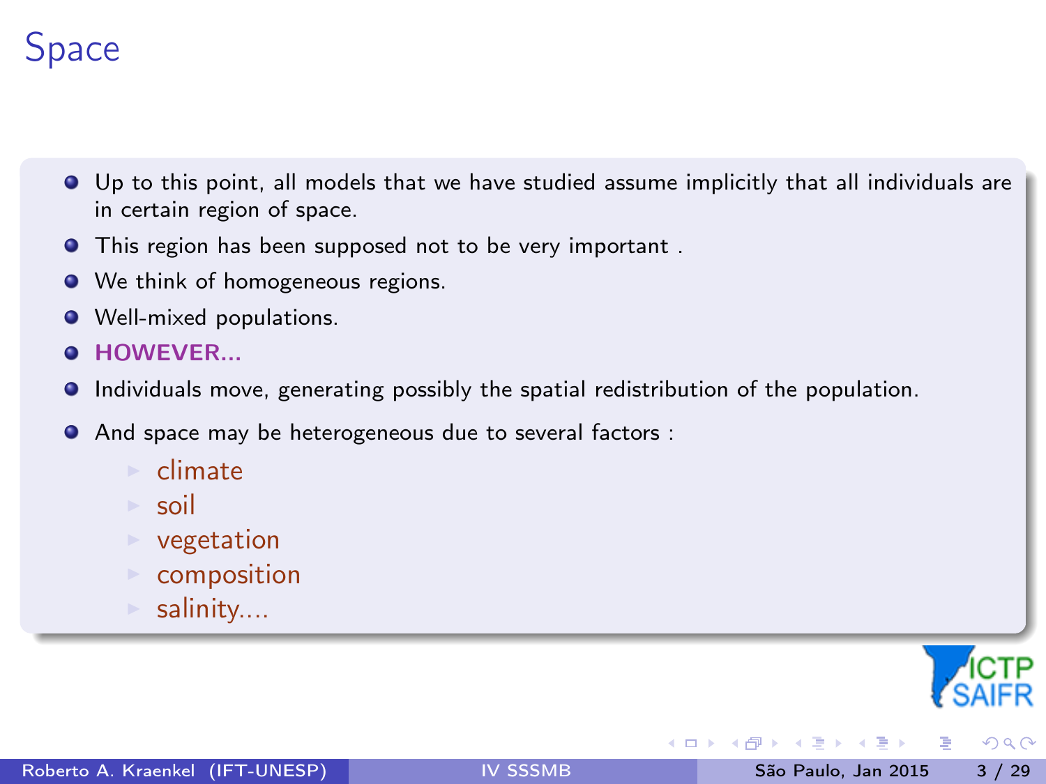# Space

- Up to this point, all models that we have studied assume implicitly that all individuals are in certain region of space.
- This region has been supposed not to be very important .
- We think of homogeneous regions.
- Well-mixed populations.
- **HOWEVER...**
- Individuals move, generating possibly the spatial redistribution of the population.
- And space may be heterogeneous due to several factors :
  - climate
  - soil
  - vegetation
  - composition
  - salinity....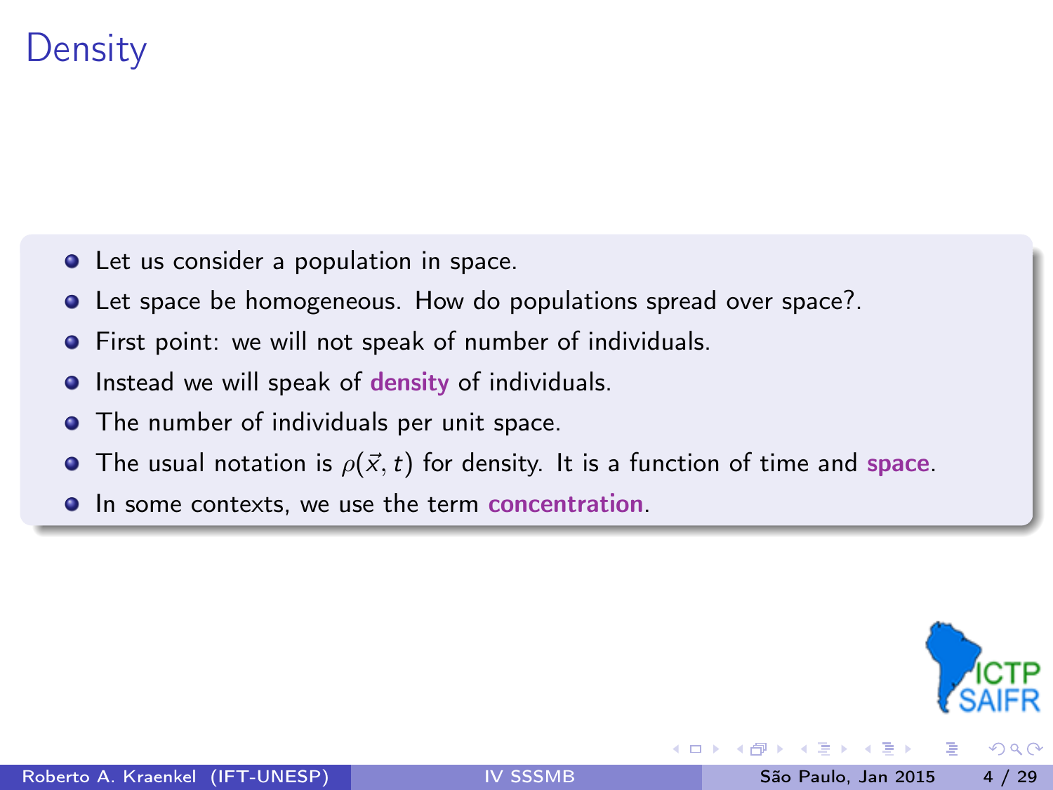# Density

- Let us consider a population in space.
- Let space be homogeneous. How do populations spread over space?.
- First point: we will not speak of number of individuals.
- Instead we will speak of **density** of individuals.
- The number of individuals per unit space.
- The usual notation is $\rho(\vec{x}, t)$ for density. It is a function of time and **space**.
- In some contexts, we use the term **concentration**.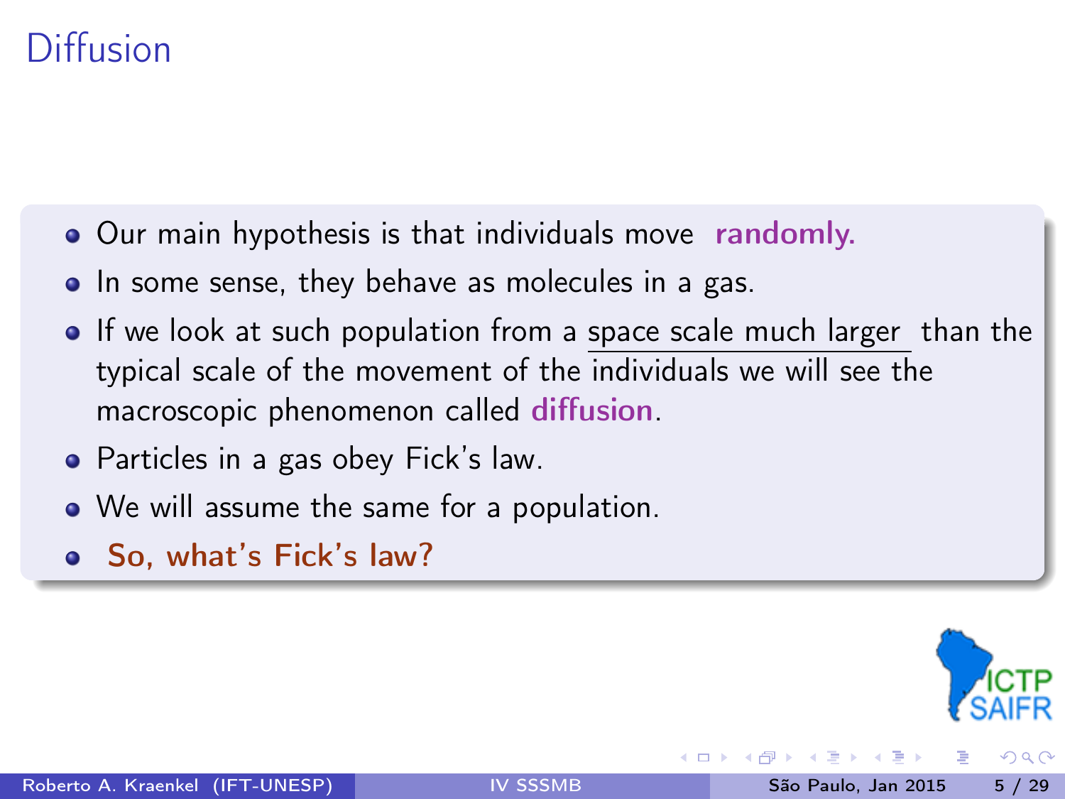# Diffusion

- Our main hypothesis is that individuals move **randomly.**
- In some sense, they behave as molecules in a gas.
- If we look at such population from a space scale much larger than the typical scale of the movement of the individuals we will see the macroscopic phenomenon called **diffusion**.
- Particles in a gas obey Fick's law.
- We will assume the same for a population.
- **So, what's Fick's law?**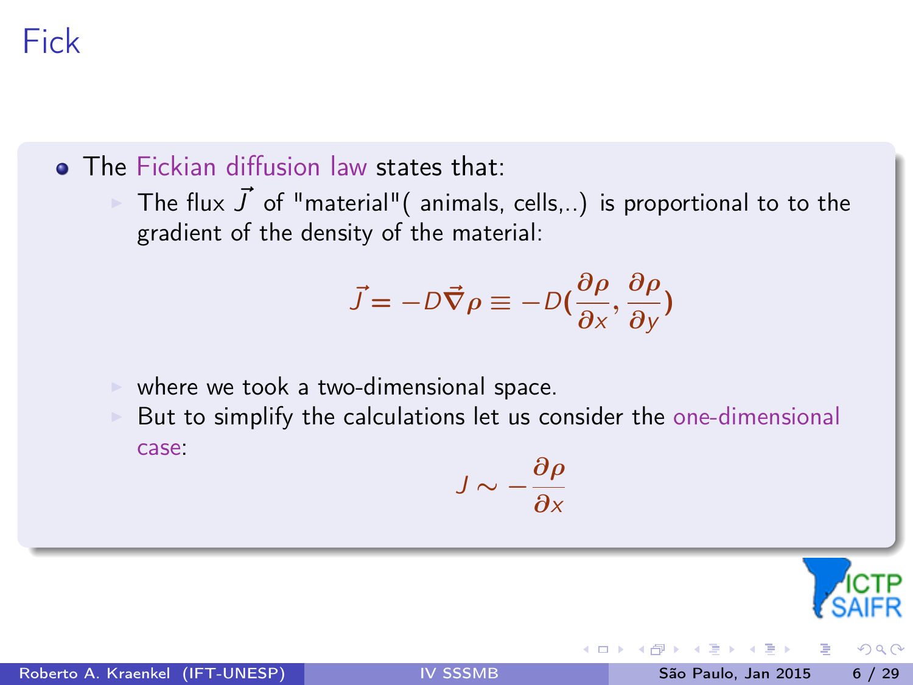# Fick

- The Fickian diffusion law states that:
  - The flux $\vec{J}$ of "material"( animals, cells,..) is proportional to to the gradient of the density of the material:

$$\vec{J} = -D\vec{\nabla}\rho \equiv -D(\frac{\partial \rho}{\partial x}, \frac{\partial \rho}{\partial y})$$

  - where we took a two-dimensional space.
  - But to simplify the calculations let us consider the one-dimensional case:

$$J \sim -\frac{\partial \rho}{\partial x}$$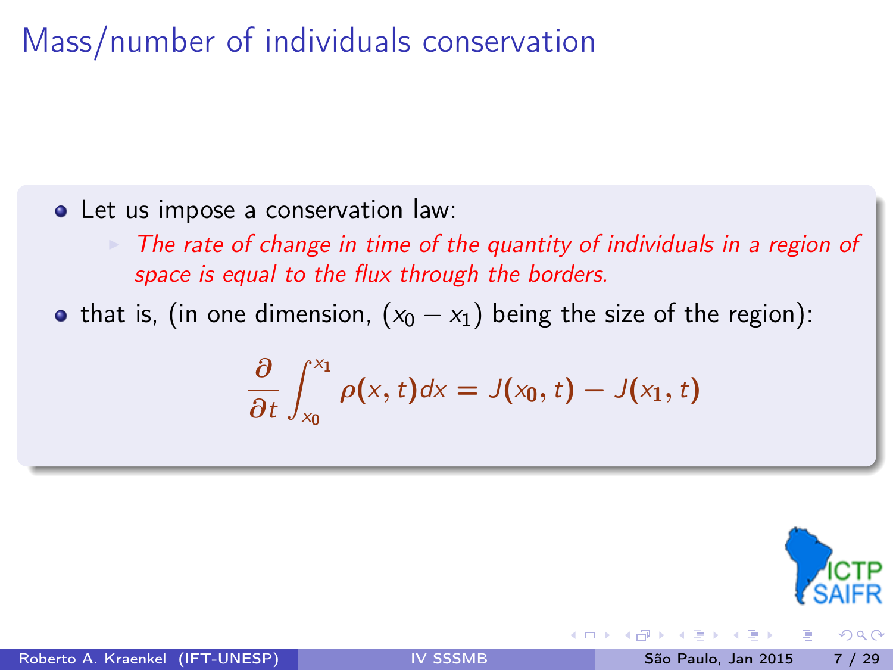# Mass/number of individuals conservation

- Let us impose a conservation law:
  - *The rate of change in time of the quantity of individuals in a region of space is equal to the flux through the borders.*
- that is, (in one dimension, $(x_0 - x_1)$ being the size of the region):

$$\frac{\partial}{\partial t} \int_{x_0}^{x_1} \rho(x,t) dx = J(x_0, t) - J(x_1, t)$$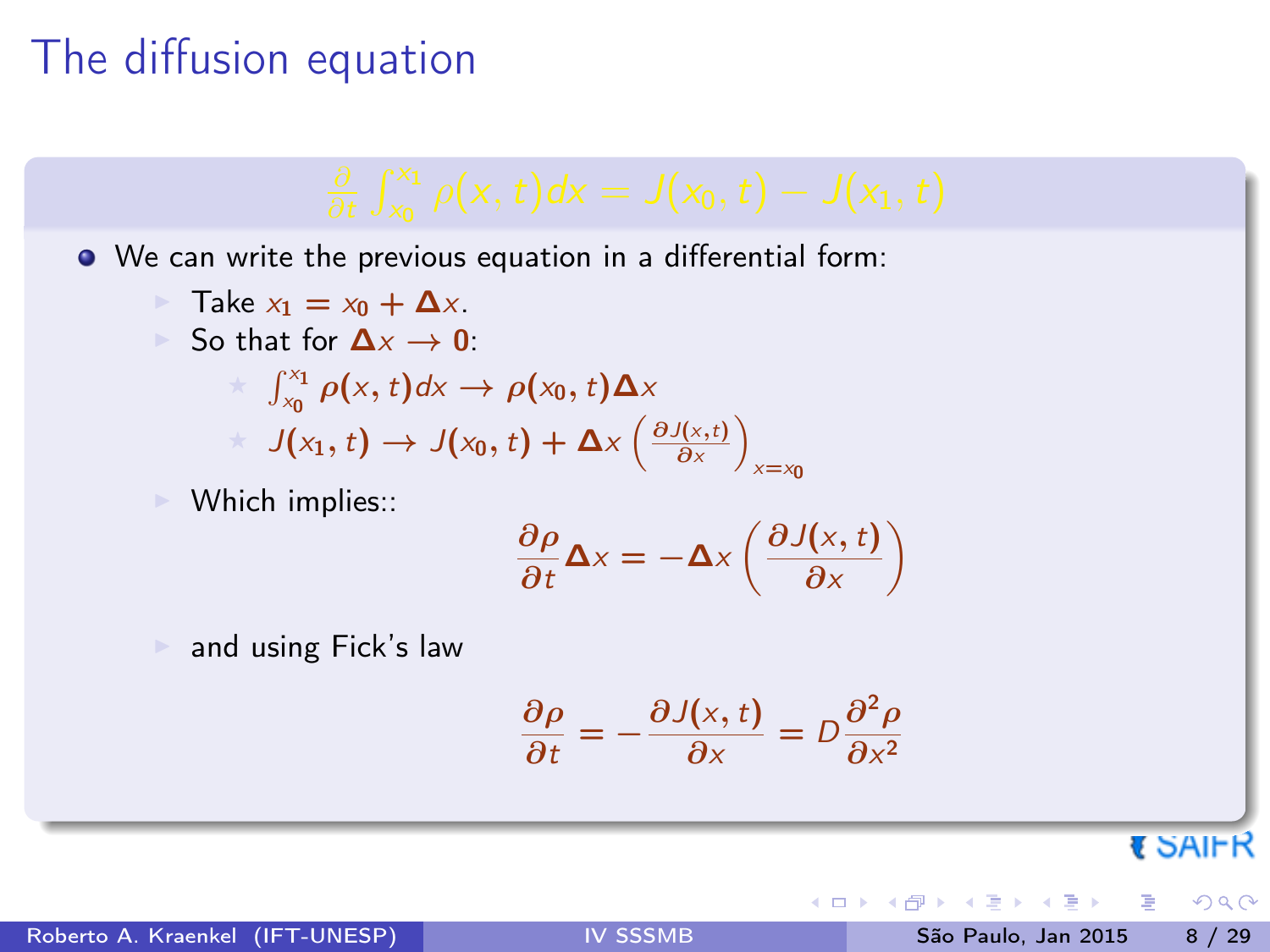# The diffusion equation

$$\frac{\partial}{\partial t}\int_{x_0}^{x_1} \rho(x,t)dx = J(x_0,t) - J(x_1,t)$$

- We can write the previous equation in a differential form:
  - Take $x_1 = x_0 + \Delta x$.
  - So that for $\Delta x \rightarrow 0$:
    - $\int_{x_0}^{x_1} \rho(x,t)dx \rightarrow \rho(x_0,t)\Delta x$
    - $J(x_1,t) \rightarrow J(x_0,t) + \Delta x \left(\frac{\partial J(x,t)}{\partial x}\right)_{x=x_0}$
  - Which implies::

$$\frac{\partial \rho}{\partial t}\Delta x = -\Delta x \left(\frac{\partial J(x,t)}{\partial x}\right)$$

  - and using Fick's law

$$\frac{\partial \rho}{\partial t} = -\frac{\partial J(x,t)}{\partial x} = D\frac{\partial^2 \rho}{\partial x^2}$$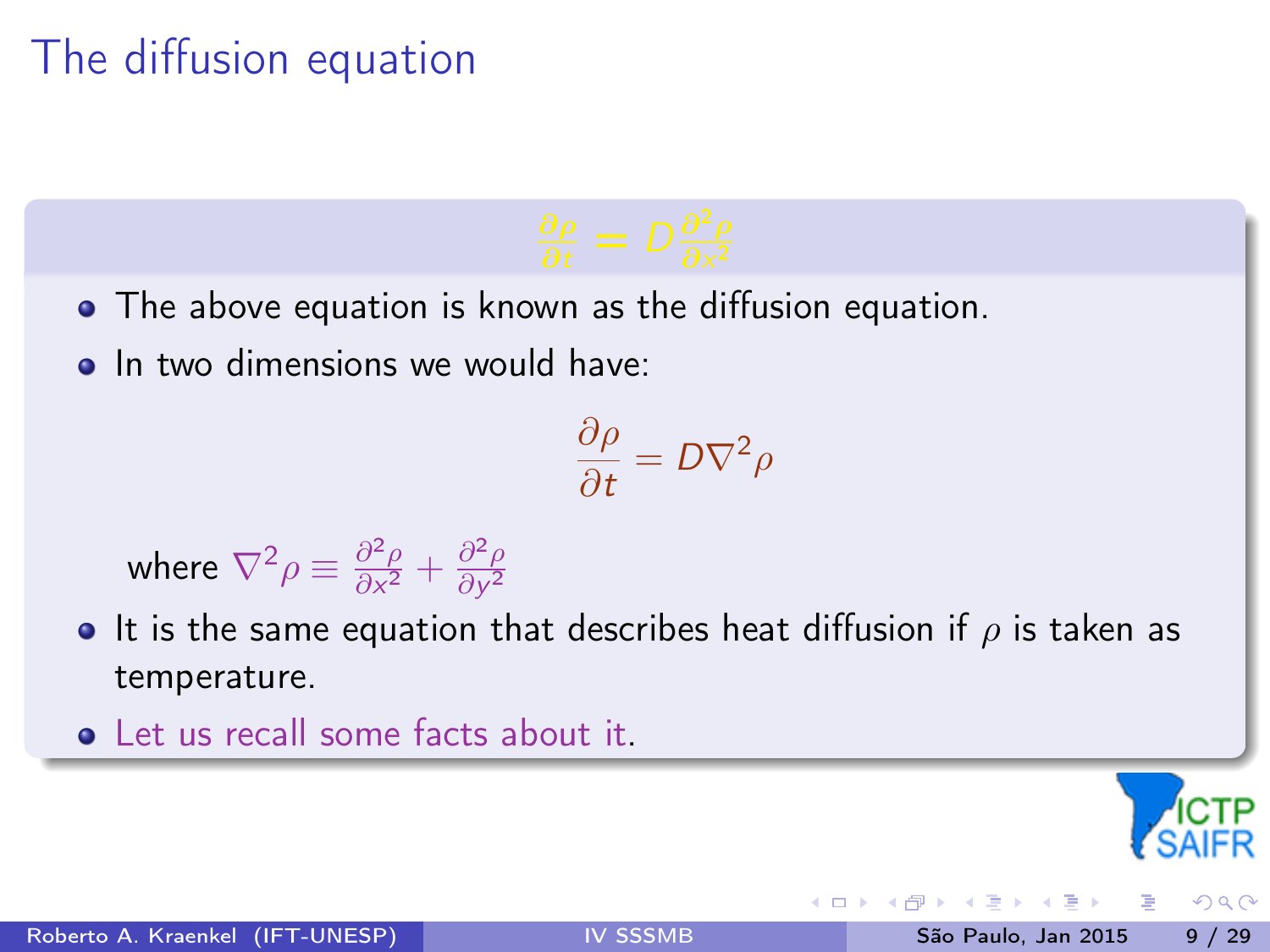# The diffusion equation

$$\frac{\partial \rho}{\partial t} = D\frac{\partial^2 \rho}{\partial x^2}$$

- The above equation is known as the diffusion equation.
- In two dimensions we would have:

$$\frac{\partial \rho}{\partial t} = D\nabla^2 \rho$$

  where $\nabla^2 \rho \equiv \frac{\partial^2 \rho}{\partial x^2} + \frac{\partial^2 \rho}{\partial y^2}$

- It is the same equation that describes heat diffusion if $\rho$ is taken as temperature.
- Let us recall some facts about it.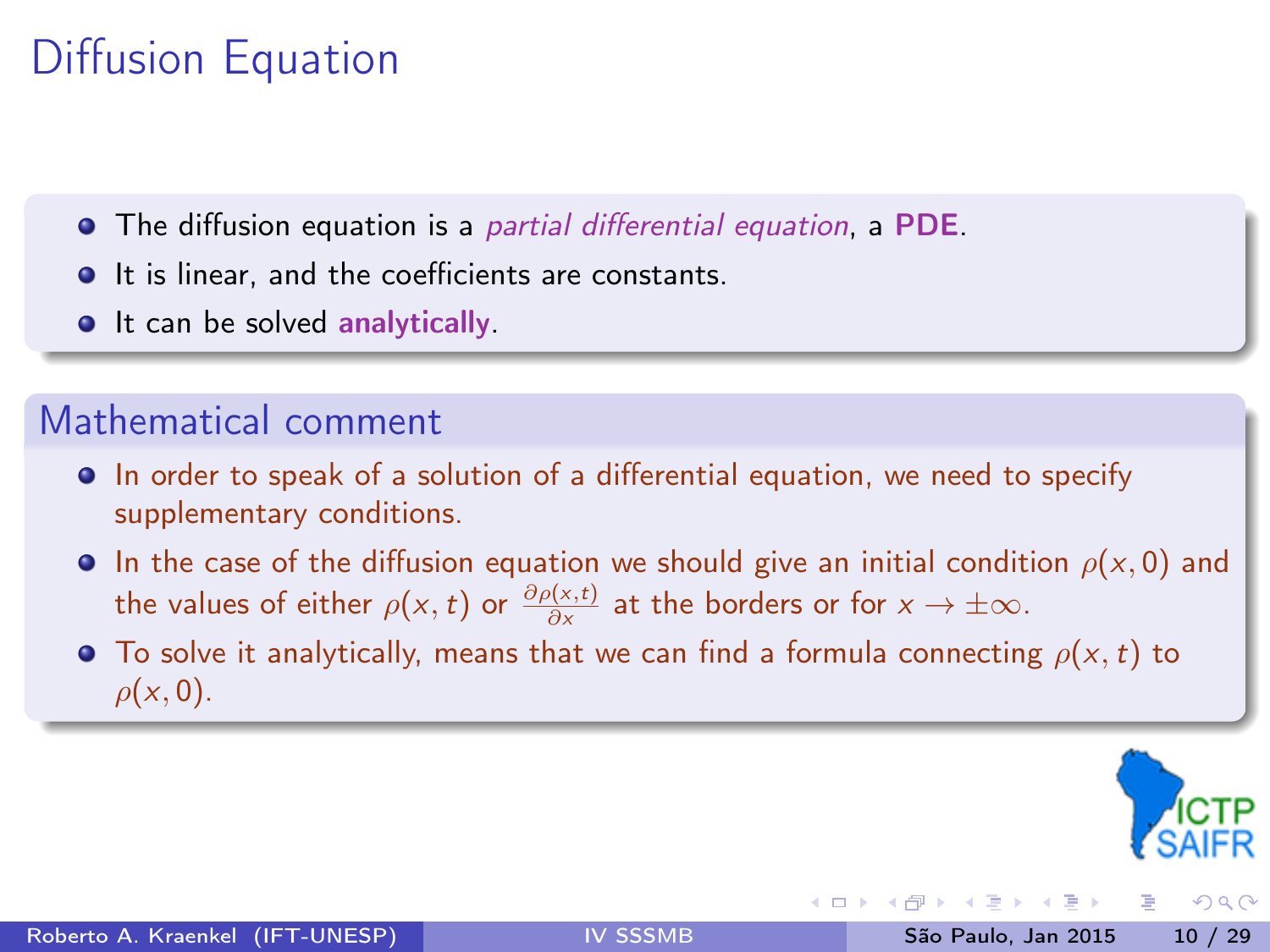# Diffusion Equation

- The diffusion equation is a *partial differential equation*, a **PDE**.
- It is linear, and the coefficients are constants.
- It can be solved **analytically**.

## Mathematical comment

- In order to speak of a solution of a differential equation, we need to specify supplementary conditions.
- In the case of the diffusion equation we should give an initial condition $\rho(x, 0)$ and the values of either $\rho(x, t)$ or $\frac{\partial \rho(x,t)}{\partial x}$ at the borders or for $x \to \pm\infty$.
- To solve it analytically, means that we can find a formula connecting $\rho(x, t)$ to $\rho(x, 0)$.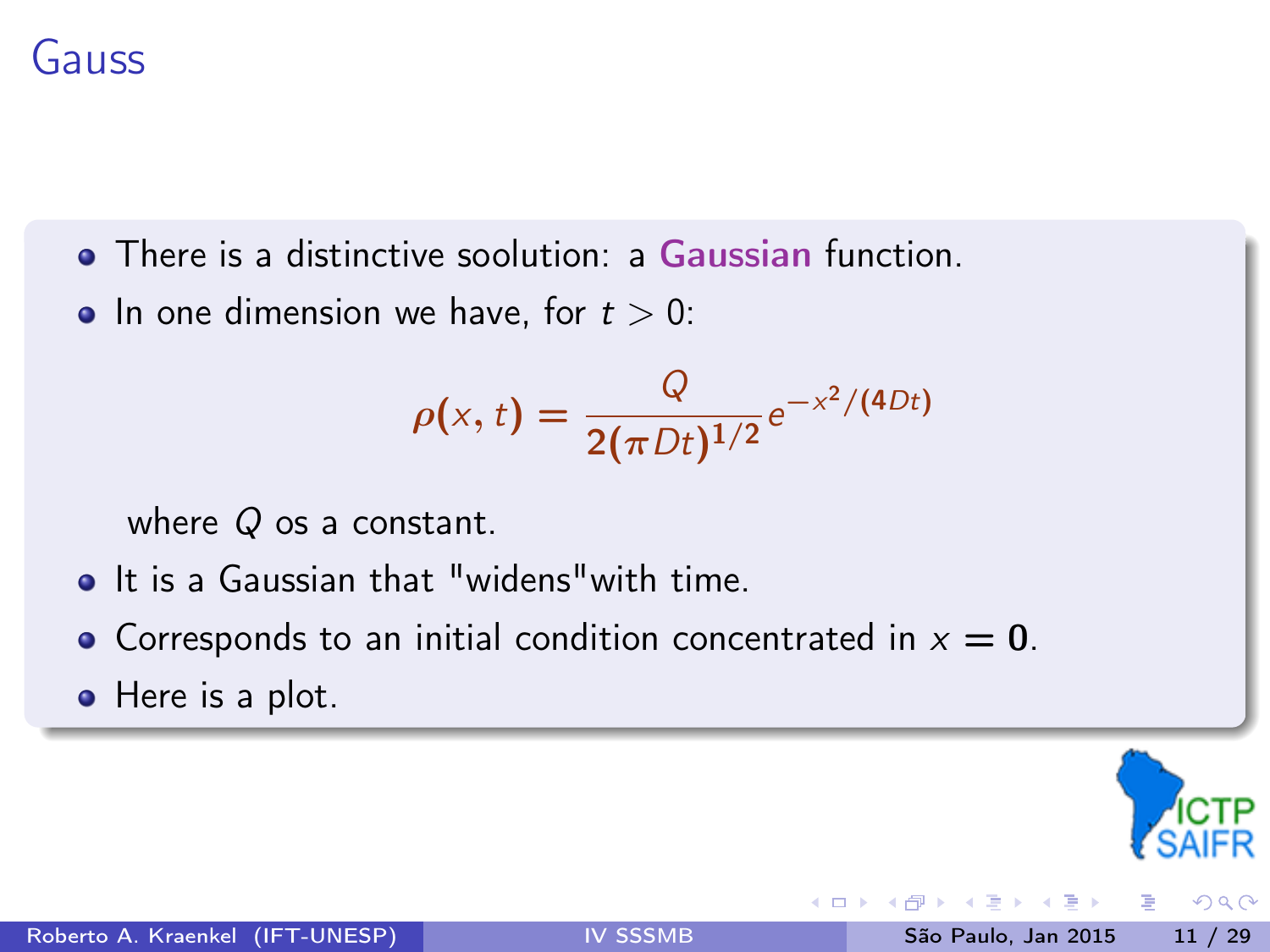# Gauss

- There is a distinctive soolution: a **Gaussian** function.
- In one dimension we have, for $t > 0$:

$$\rho(x,t) = \frac{Q}{2(\pi D t)^{1/2}} e^{-x^2/(4Dt)}$$

  where $Q$ os a constant.
- It is a Gaussian that "widens"with time.
- Corresponds to an initial condition concentrated in $x = 0$.
- Here is a plot.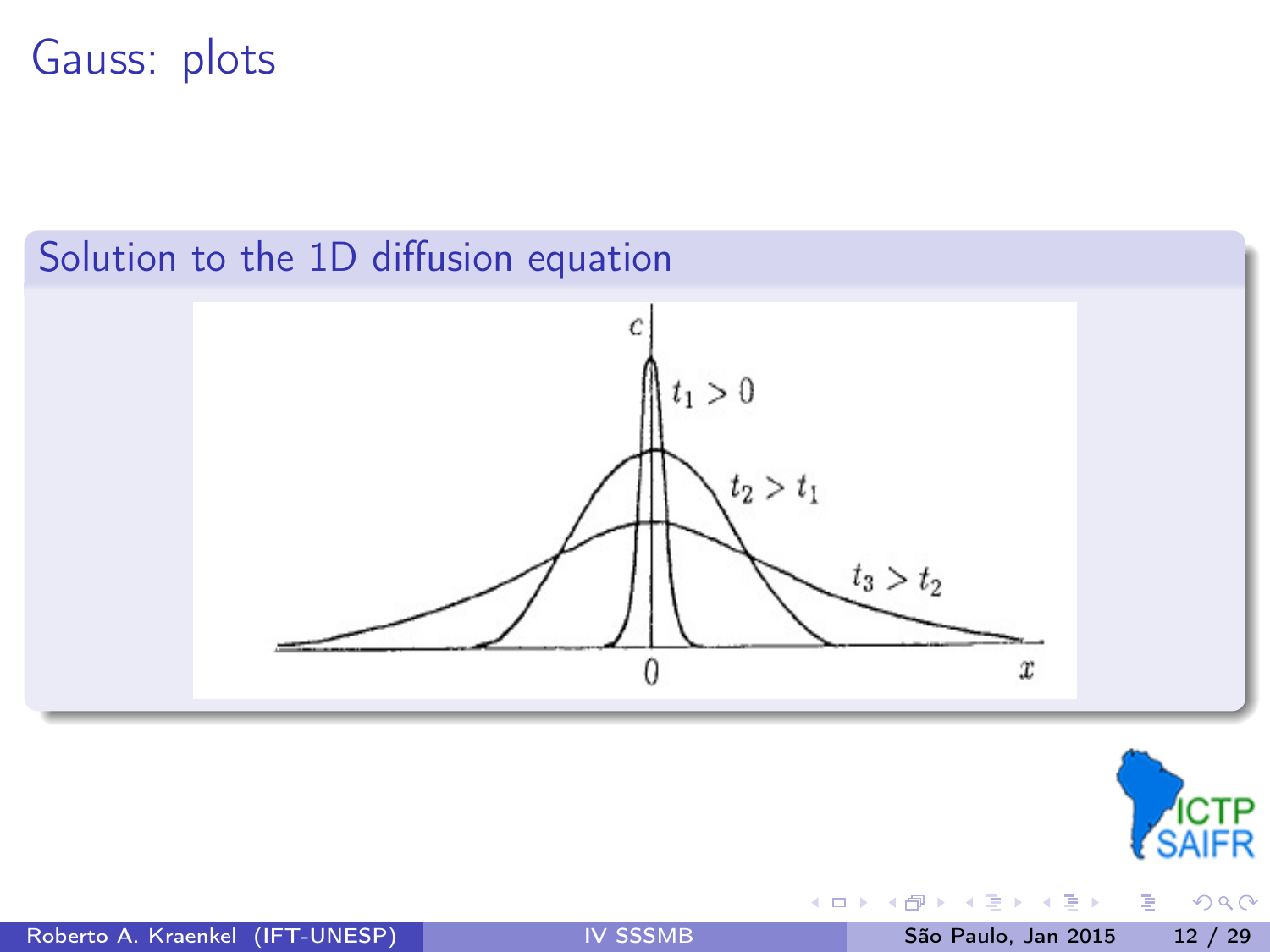# Gauss: plots

## Solution to the 1D diffusion equation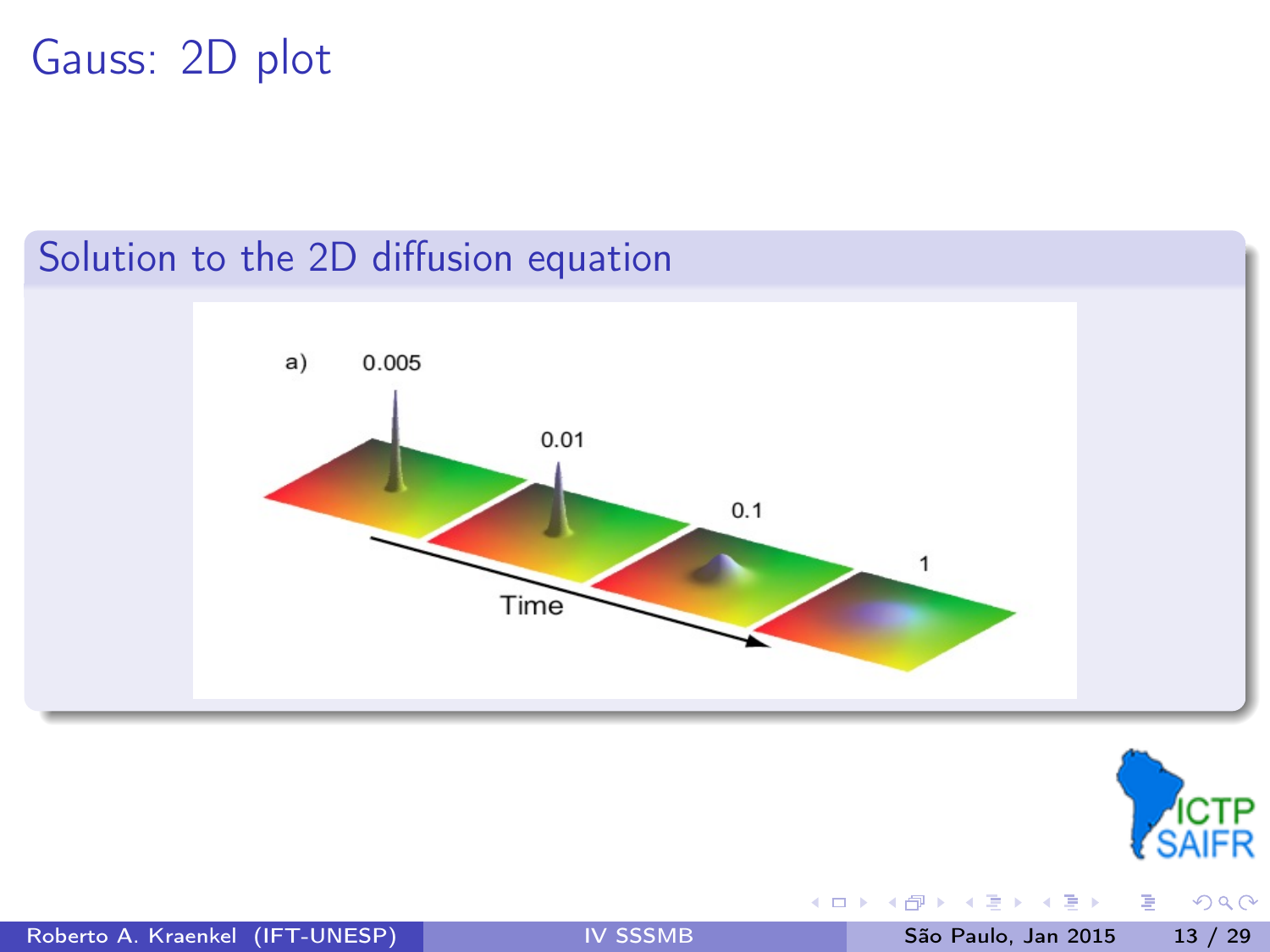# Gauss: 2D plot

## Solution to the 2D diffusion equation

a) 0.005 0.01 0.1 1

Time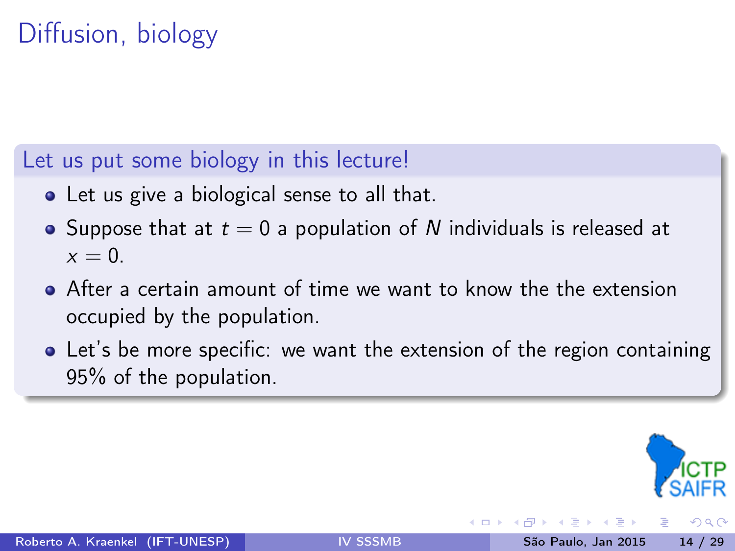# Diffusion, biology

## Let us put some biology in this lecture!

- Let us give a biological sense to all that.
- Suppose that at $t = 0$ a population of $N$ individuals is released at $x = 0$.
- After a certain amount of time we want to know the the extension occupied by the population.
- Let's be more specific: we want the extension of the region containing 95% of the population.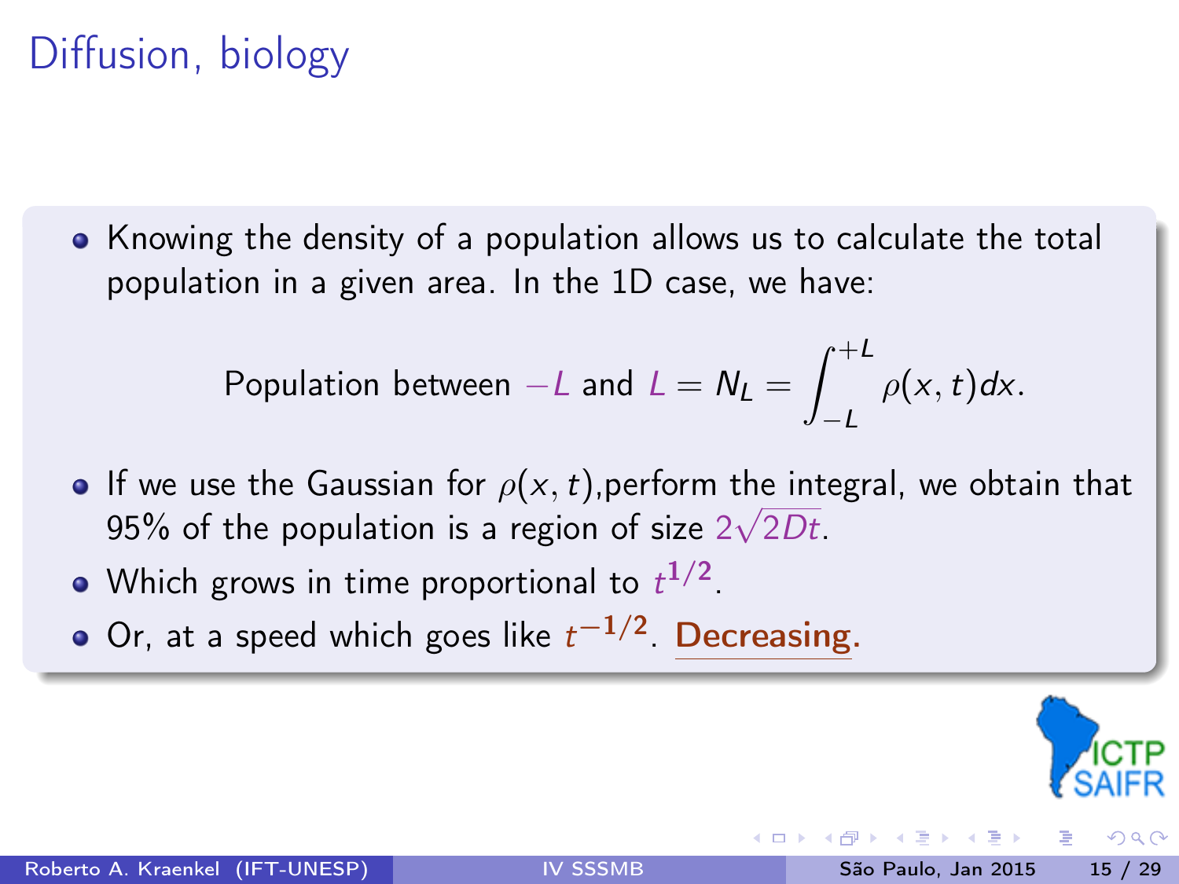# Diffusion, biology

- Knowing the density of a population allows us to calculate the total population in a given area. In the 1D case, we have:

$$\text{Population between } -L \text{ and } L = N_L = \int_{-L}^{+L} \rho(x,t)dx.$$

- If we use the Gaussian for $\rho(x,t)$,perform the integral, we obtain that 95% of the population is a region of size $2\sqrt{2Dt}$.
- Which grows in time proportional to $t^{1/2}$.
- Or, at a speed which goes like $t^{-1/2}$. **Decreasing.**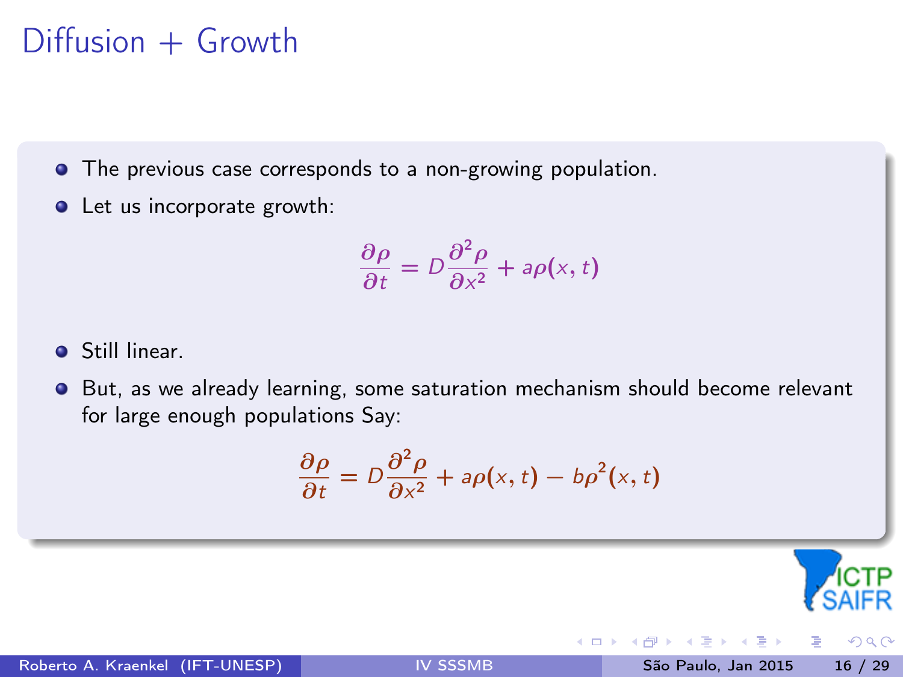# Diffusion + Growth

- The previous case corresponds to a non-growing population.
- Let us incorporate growth:

$$\frac{\partial \rho}{\partial t} = D\frac{\partial^2 \rho}{\partial x^2} + a\rho(x,t)$$

- Still linear.
- But, as we already learning, some saturation mechanism should become relevant for large enough populations Say:

$$\frac{\partial \rho}{\partial t} = D\frac{\partial^2 \rho}{\partial x^2} + a\rho(x,t) - b\rho^2(x,t)$$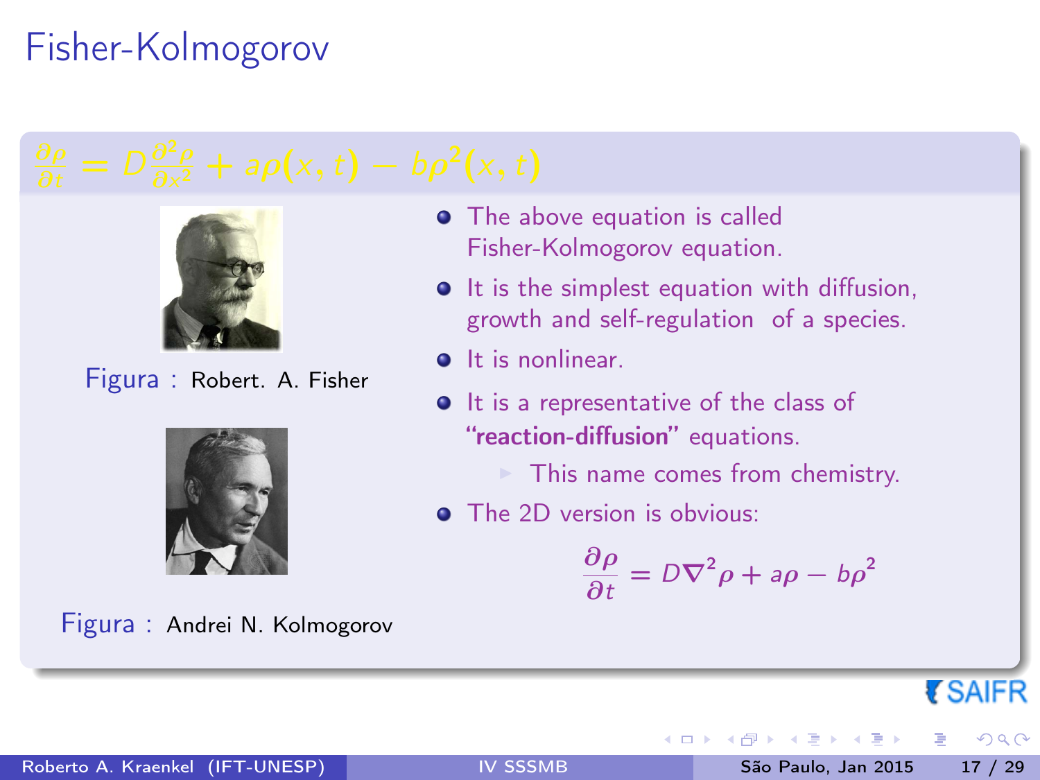# Fisher-Kolmogorov

$$\frac{\partial \rho}{\partial t} = D\frac{\partial^2 \rho}{\partial x^2} + a\rho(x,t) - b\rho^2(x,t)$$

Figura : Robert. A. Fisher

Figura : Andrei N. Kolmogorov

- The above equation is called Fisher-Kolmogorov equation.
- It is the simplest equation with diffusion, growth and self-regulation of a species.
- It is nonlinear.
- It is a representative of the class of **"reaction-diffusion"** equations.
  - This name comes from chemistry.
- The 2D version is obvious:

$$\frac{\partial \rho}{\partial t} = D\nabla^2 \rho + a\rho - b\rho^2$$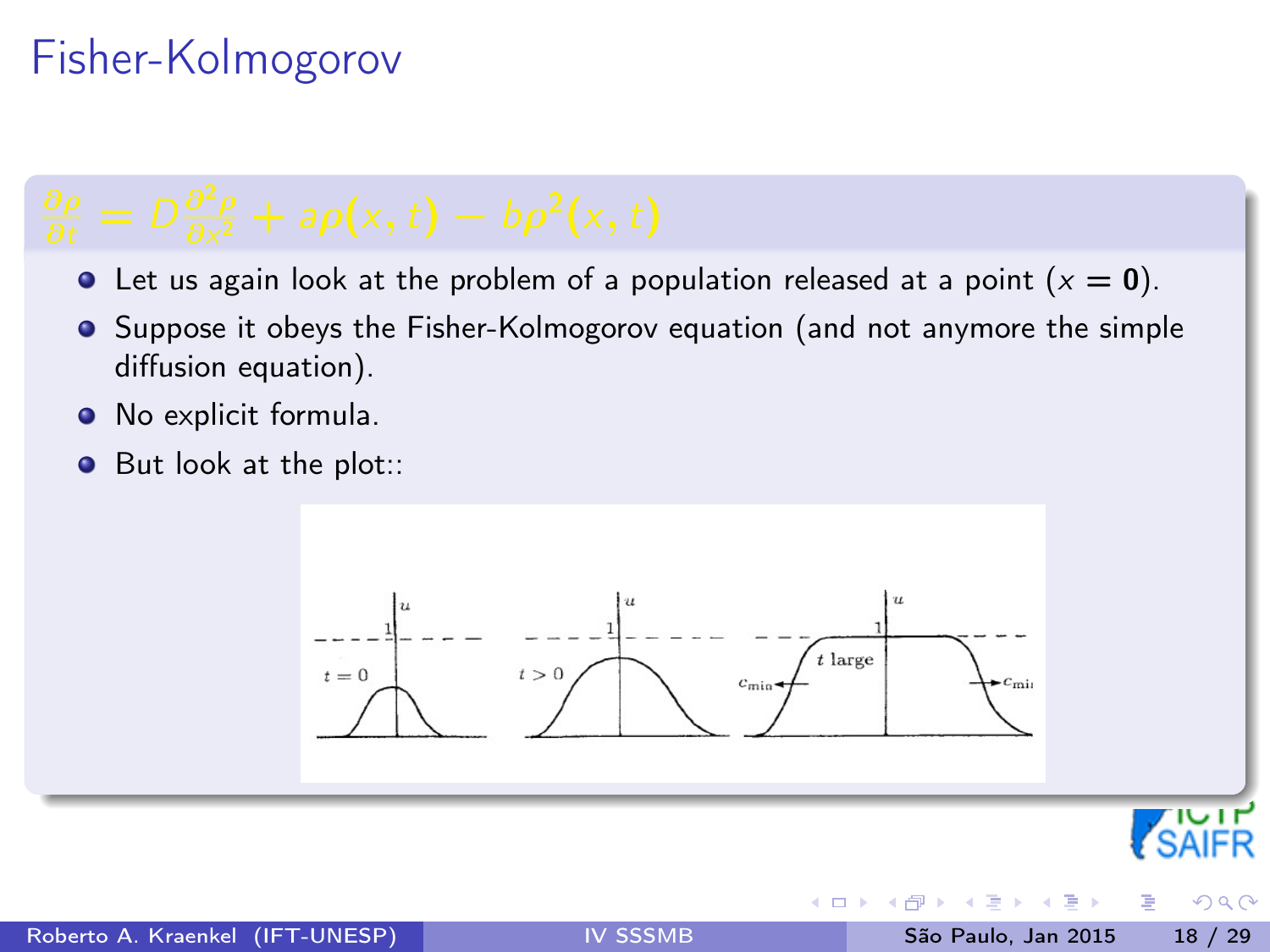# Fisher-Kolmogorov

$$\frac{\partial \rho}{\partial t} = D\frac{\partial^2 \rho}{\partial x^2} + a\rho(x,t) - b\rho^2(x,t)$$

- Let us again look at the problem of a population released at a point ($x = \mathbf{0}$).
- Suppose it obeys the Fisher-Kolmogorov equation (and not anymore the simple diffusion equation).
- No explicit formula.
- But look at the plot::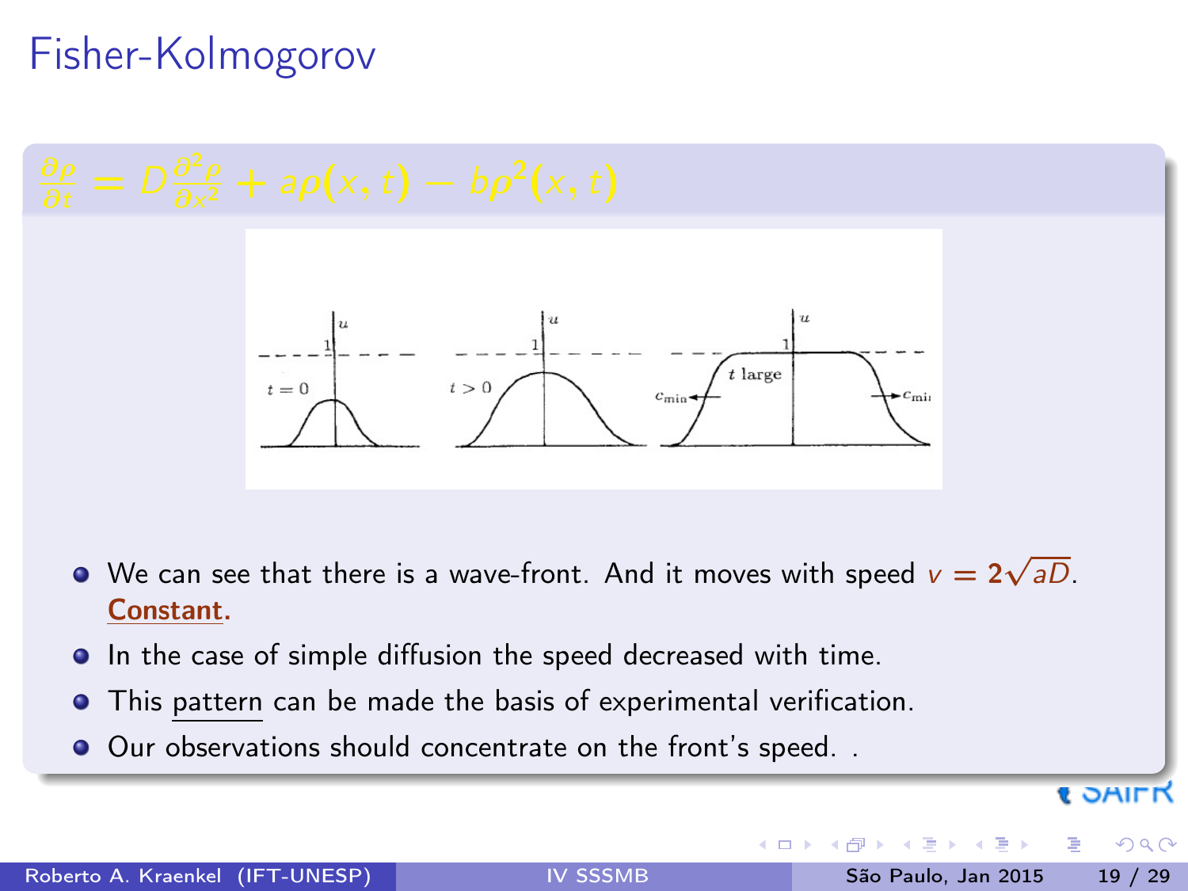# Fisher-Kolmogorov

$$\frac{\partial \rho}{\partial t} = D\frac{\partial^2 \rho}{\partial x^2} + a\rho(x,t) - b\rho^2(x,t)$$

- We can see that there is a wave-front. And it moves with speed $v = 2\sqrt{aD}$. **Constant.**
- In the case of simple diffusion the speed decreased with time.
- This pattern can be made the basis of experimental verification.
- Our observations should concentrate on the front's speed. .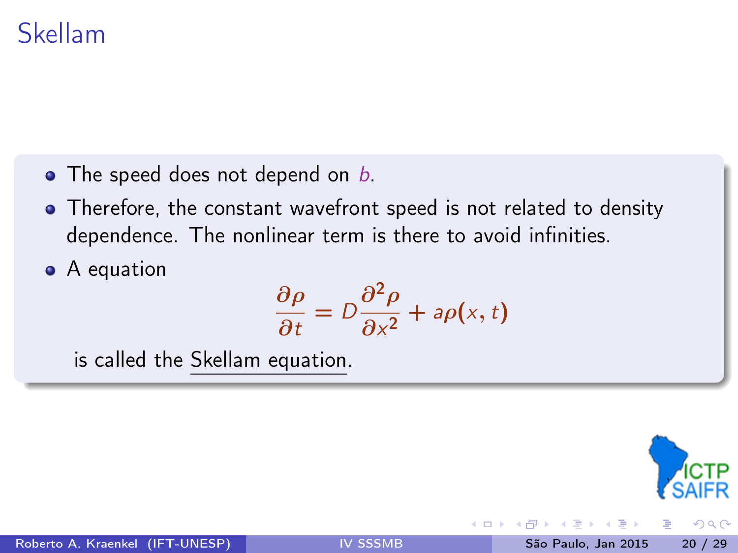# Skellam

- The speed does not depend on $b$.
- Therefore, the constant wavefront speed is not related to density dependence. The nonlinear term is there to avoid infinities.
- A equation

$$\frac{\partial \rho}{\partial t} = D\frac{\partial^2 \rho}{\partial x^2} + a\rho(x, t)$$

  is called the Skellam equation.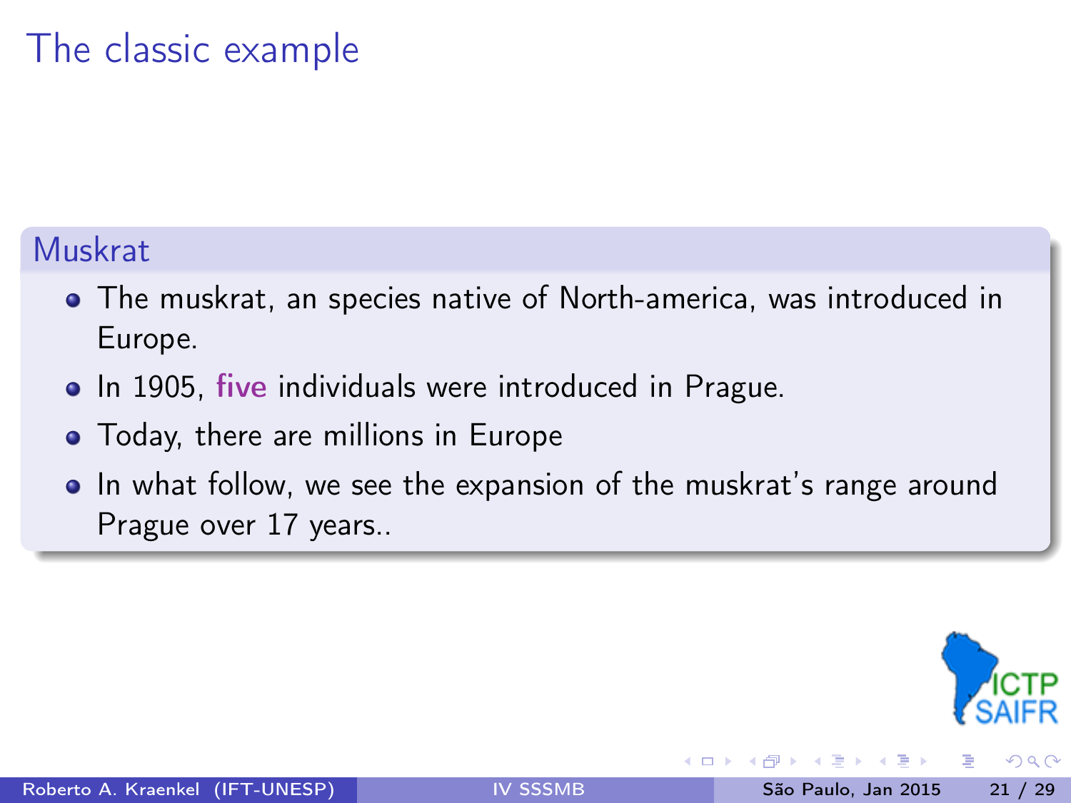# The classic example

## Muskrat

- The muskrat, an species native of North-america, was introduced in Europe.
- In 1905, **five** individuals were introduced in Prague.
- Today, there are millions in Europe
- In what follow, we see the expansion of the muskrat's range around Prague over 17 years..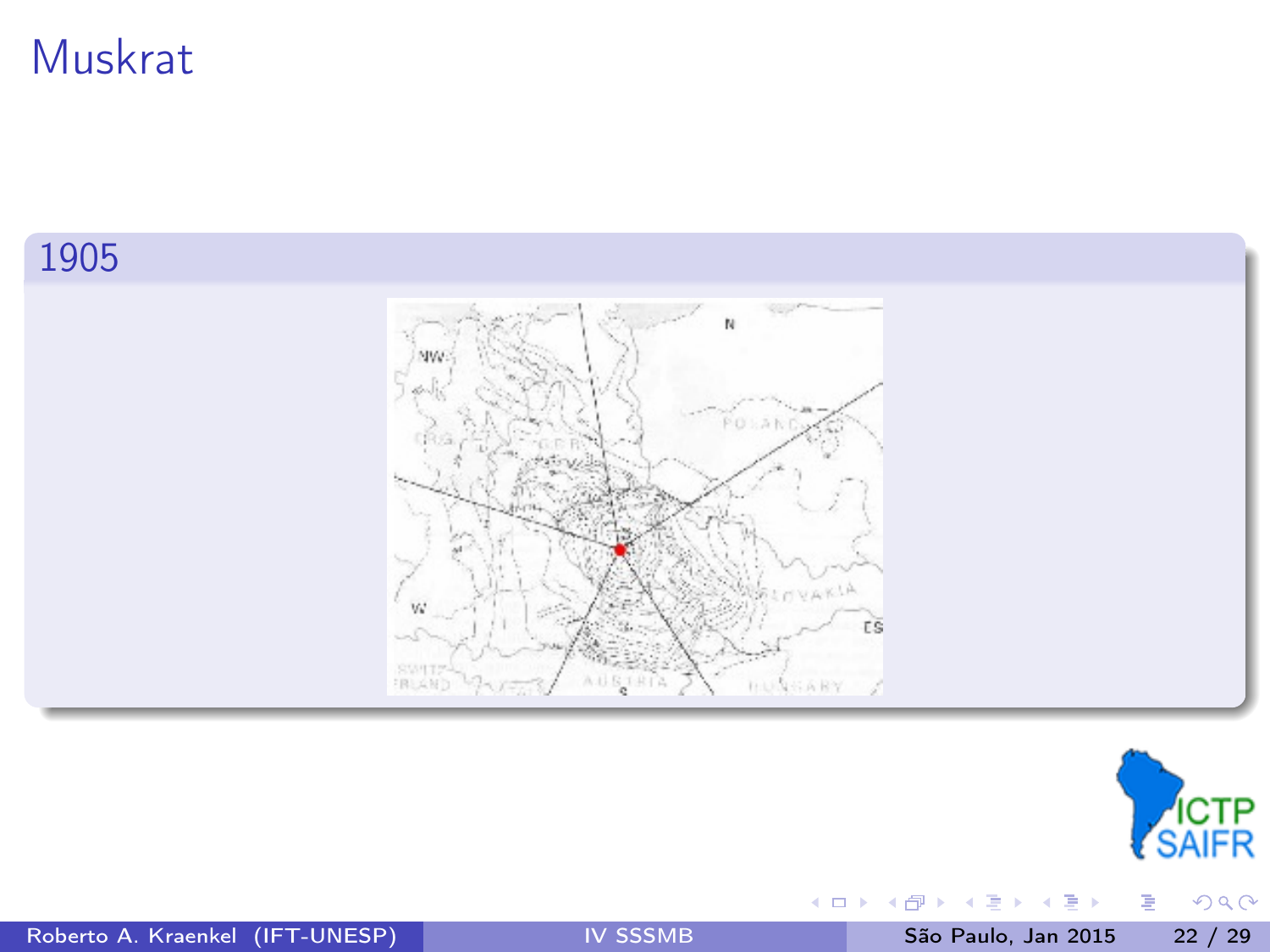# Muskrat

## 1905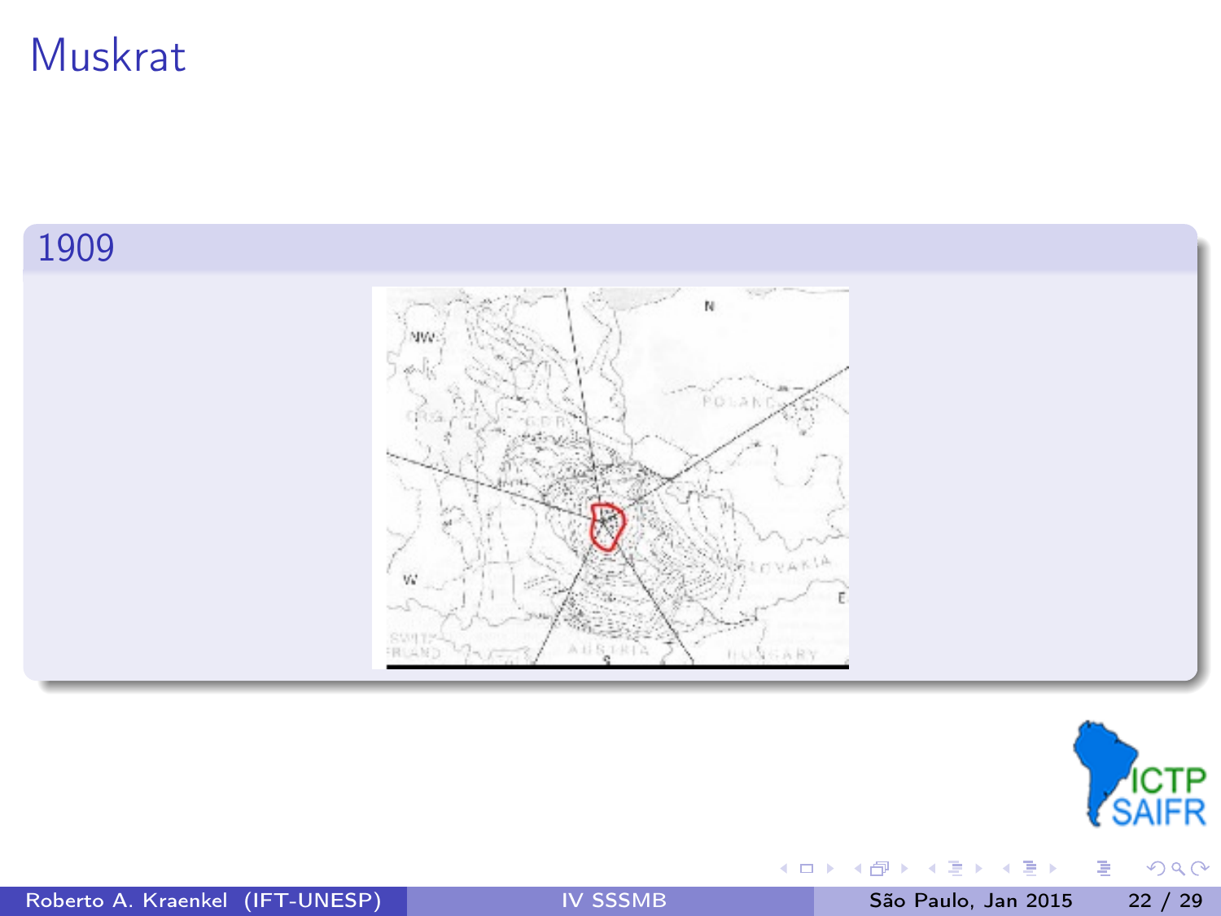# Muskrat

## 1909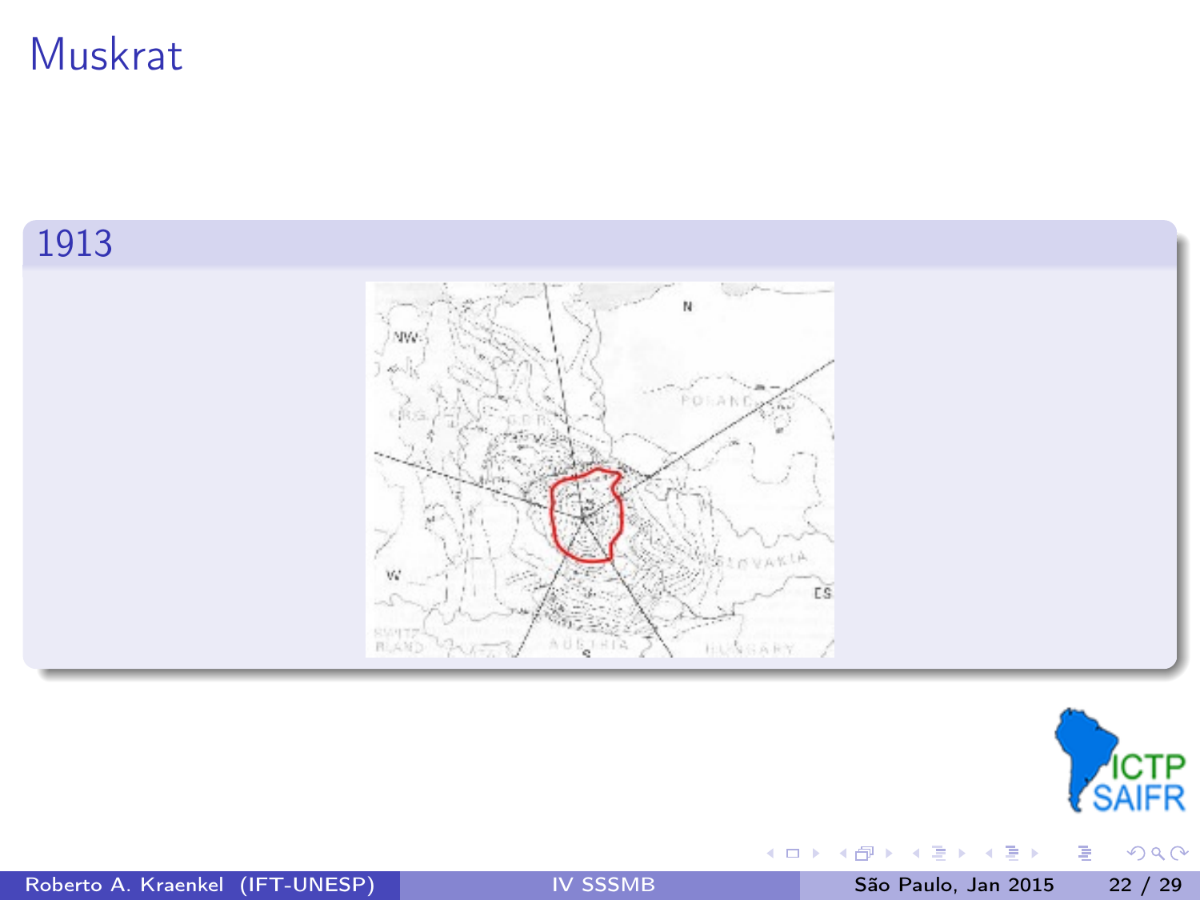# Muskrat

## 1913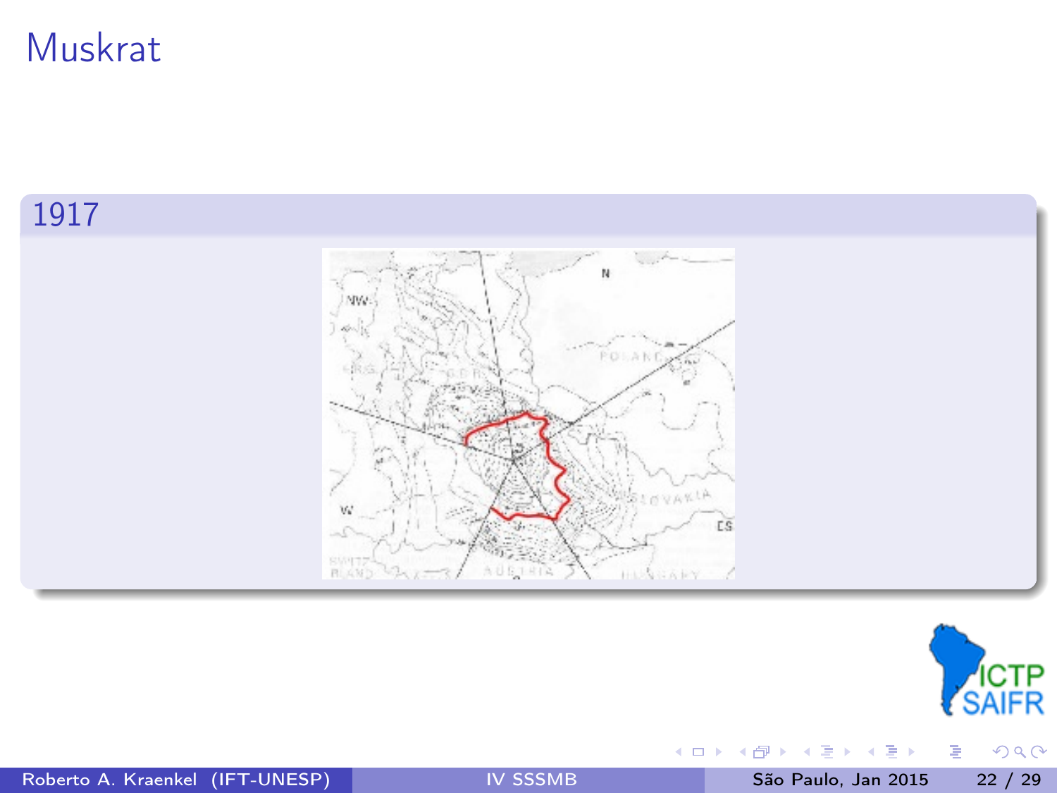# Muskrat

## 1917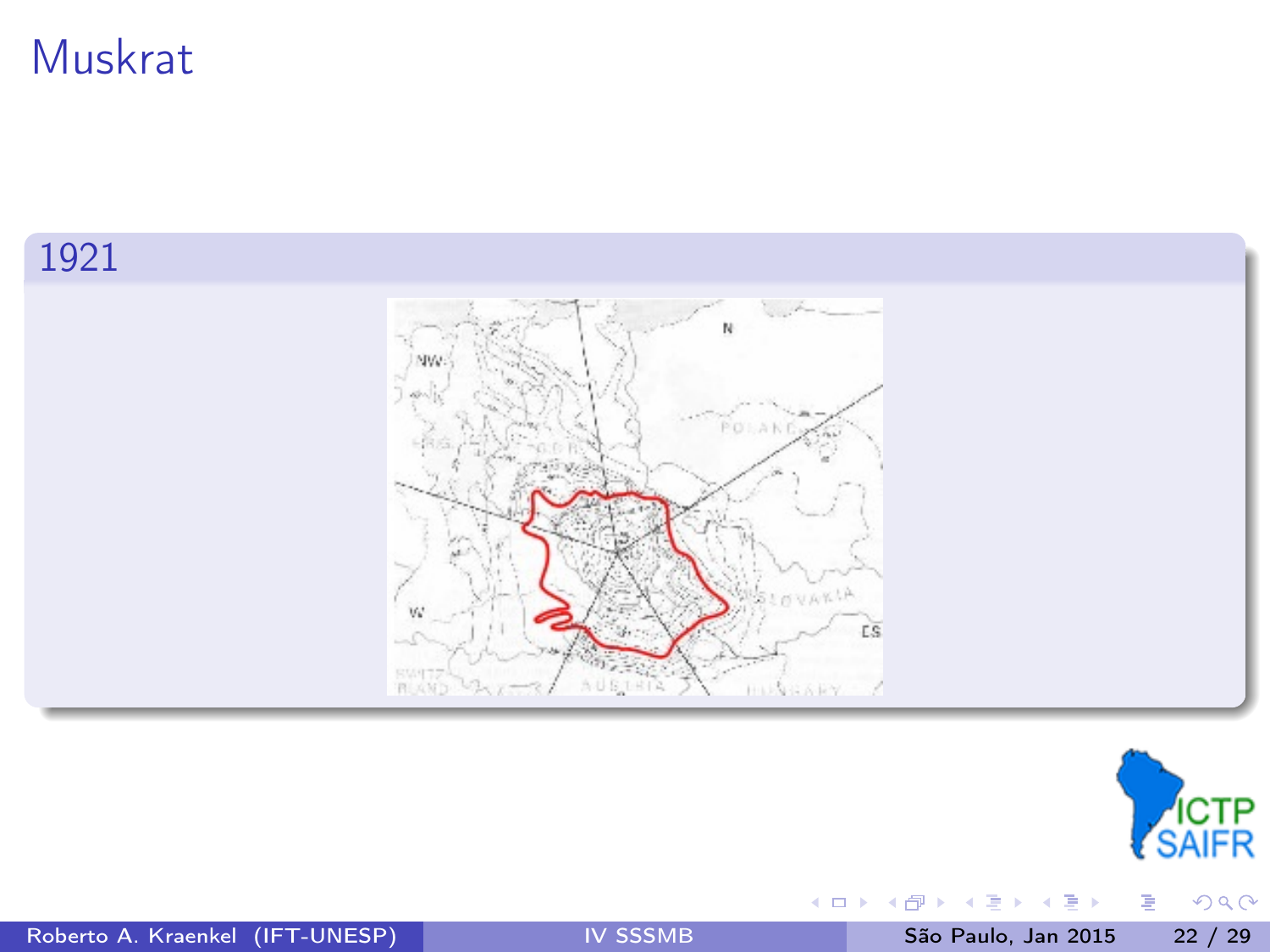# Muskrat

## 1921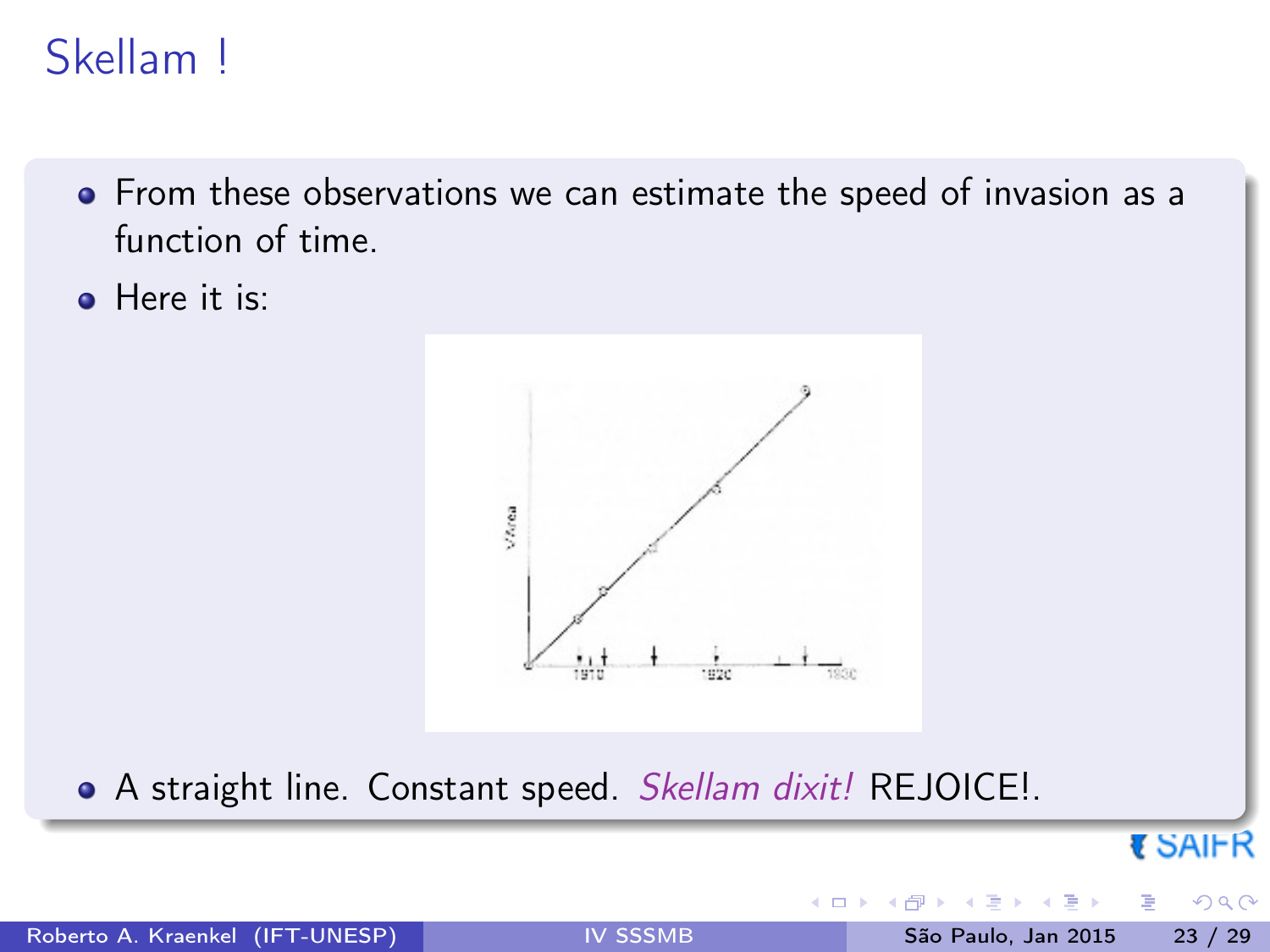# Skellam !

- From these observations we can estimate the speed of invasion as a function of time.
- Here it is:
- A straight line. Constant speed. *Skellam dixit!* REJOICE!.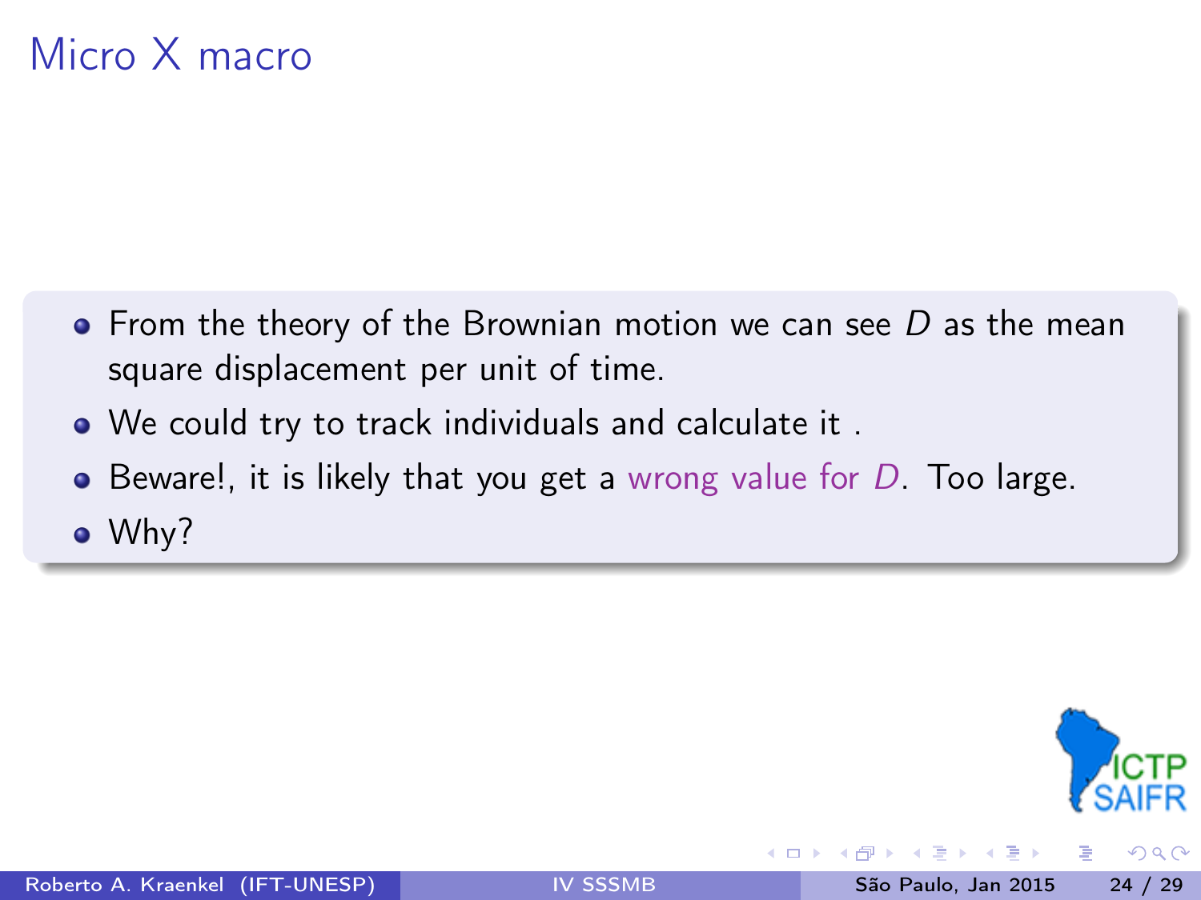# Micro X macro

- From the theory of the Brownian motion we can see $D$ as the mean square displacement per unit of time.
- We could try to track individuals and calculate it .
- Beware!, it is likely that you get a wrong value for $D$. Too large.
- Why?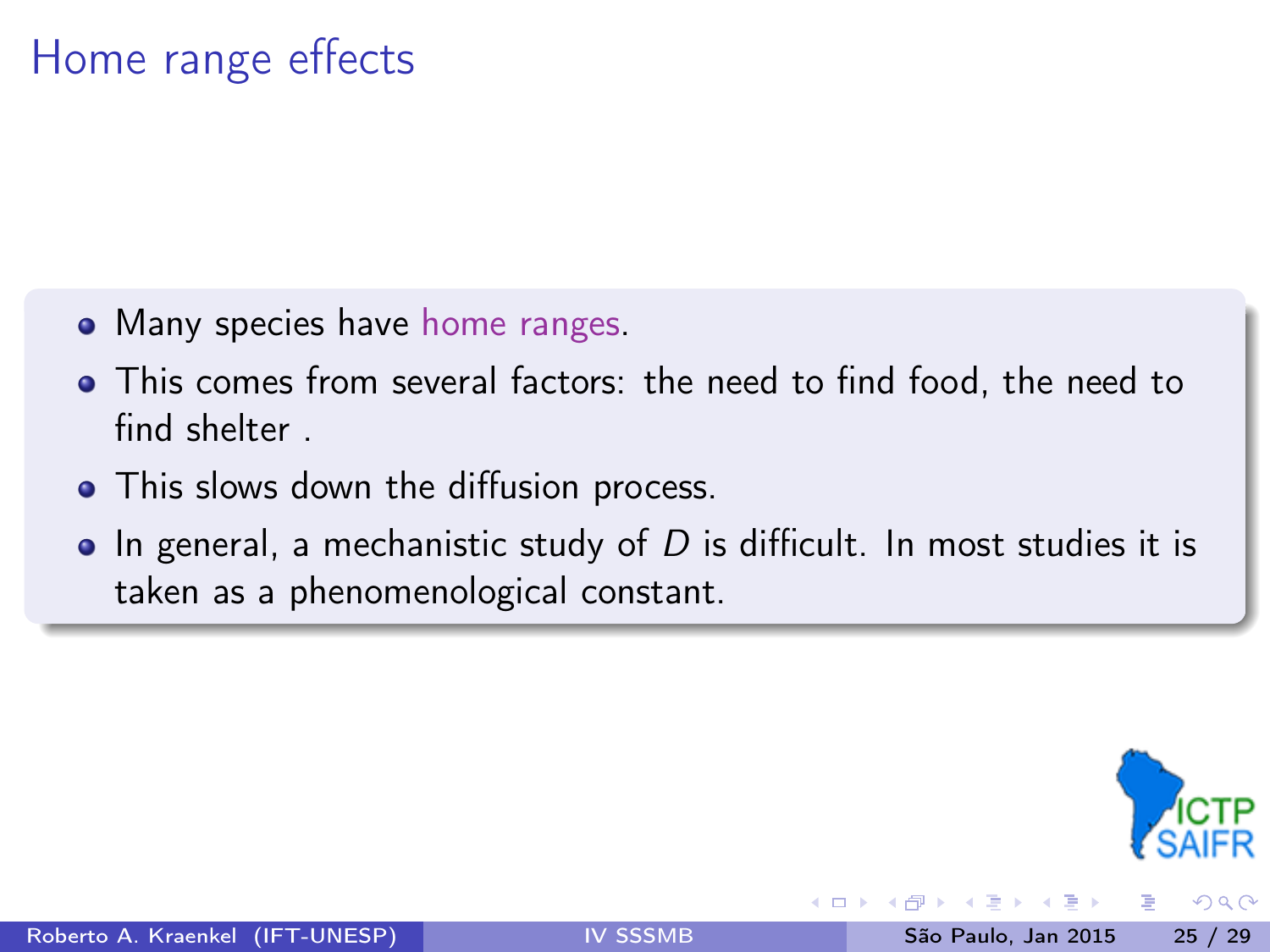# Home range effects

- Many species have home ranges.
- This comes from several factors: the need to find food, the need to find shelter .
- This slows down the diffusion process.
- In general, a mechanistic study of $D$ is difficult. In most studies it is taken as a phenomenological constant.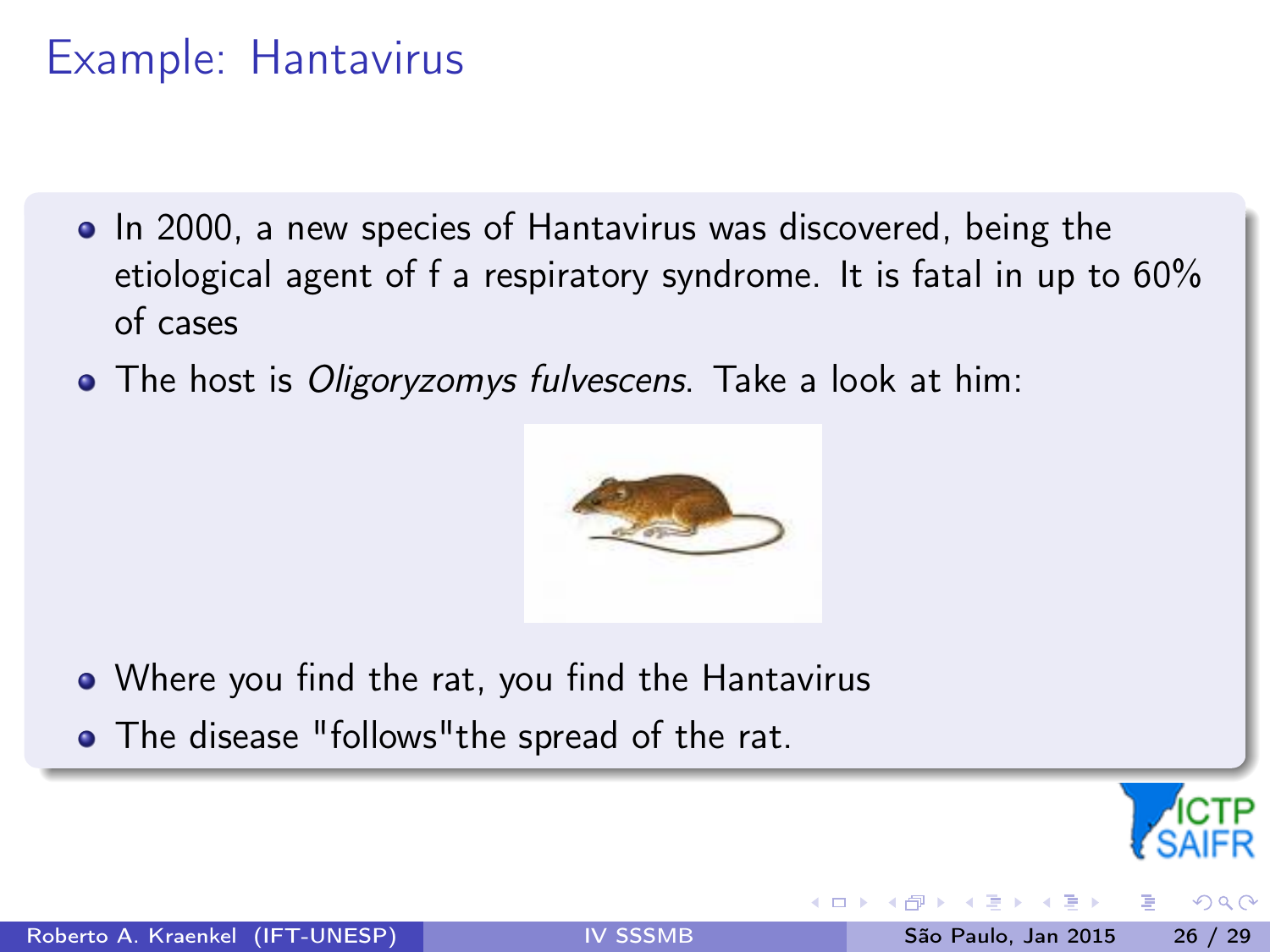# Example: Hantavirus

- In 2000, a new species of Hantavirus was discovered, being the etiological agent of f a respiratory syndrome. It is fatal in up to 60% of cases
- The host is *Oligoryzomys fulvescens*. Take a look at him:

- Where you find the rat, you find the Hantavirus
- The disease "follows"the spread of the rat.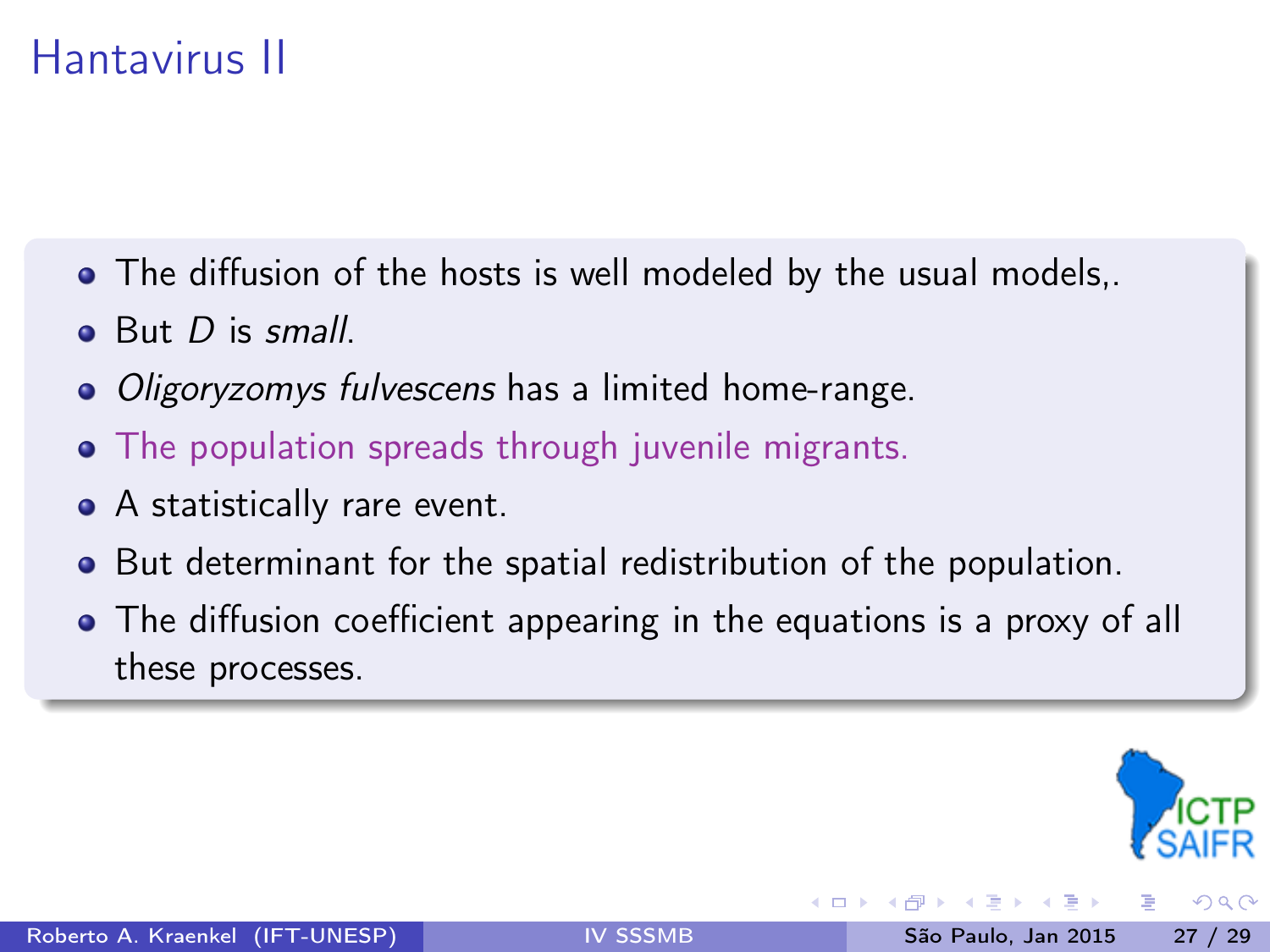# Hantavirus II

- The diffusion of the hosts is well modeled by the usual models,.
- But $D$ is *small*.
- *Oligoryzomys fulvescens* has a limited home-range.
- The population spreads through juvenile migrants.
- A statistically rare event.
- But determinant for the spatial redistribution of the population.
- The diffusion coefficient appearing in the equations is a proxy of all these processes.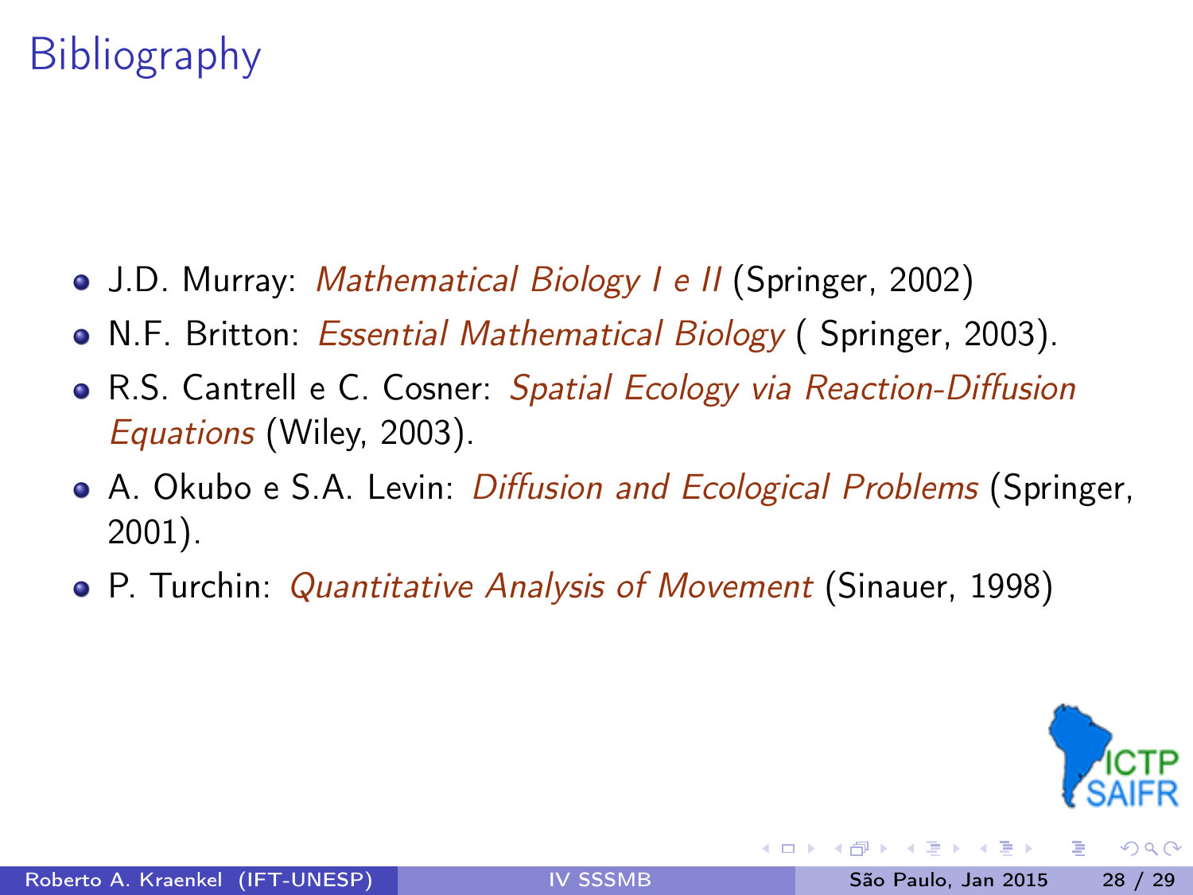# Bibliography

- J.D. Murray: *Mathematical Biology I e II* (Springer, 2002)
- N.F. Britton: *Essential Mathematical Biology* ( Springer, 2003).
- R.S. Cantrell e C. Cosner: *Spatial Ecology via Reaction-Diffusion Equations* (Wiley, 2003).
- A. Okubo e S.A. Levin: *Diffusion and Ecological Problems* (Springer, 2001).
- P. Turchin: *Quantitative Analysis of Movement* (Sinauer, 1998)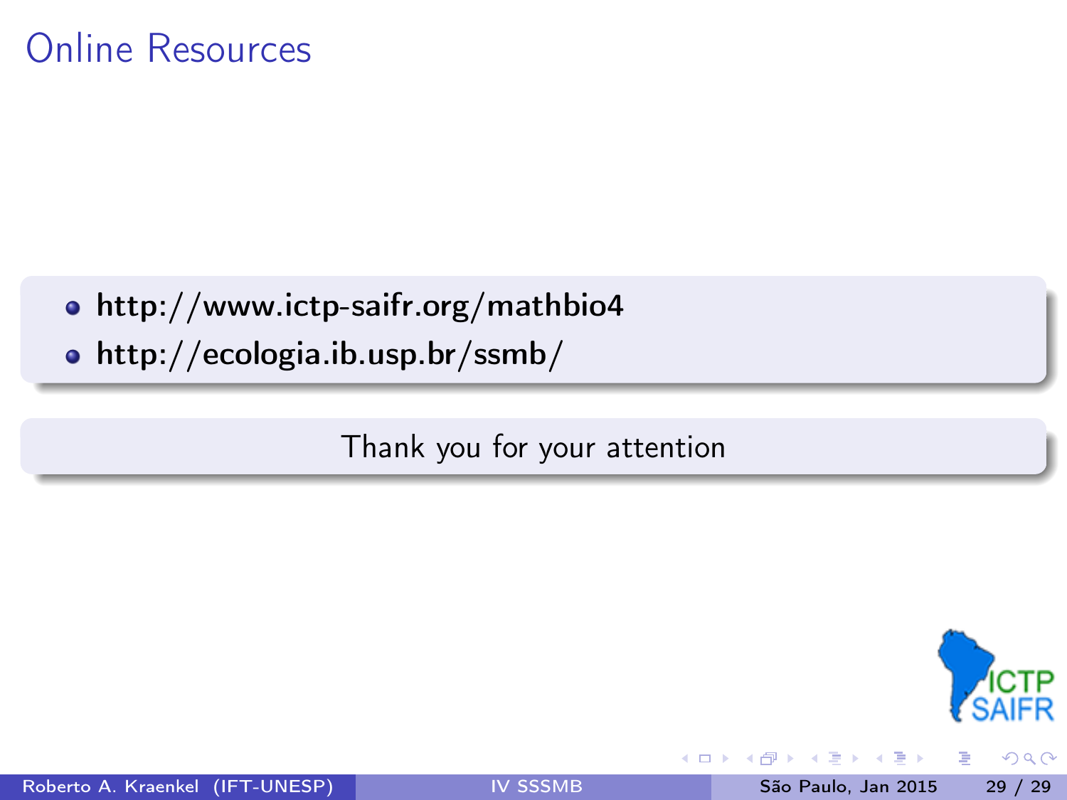# Online Resources

- **http://www.ictp-saifr.org/mathbio4**
- **http://ecologia.ib.usp.br/ssmb/**

Thank you for your attention